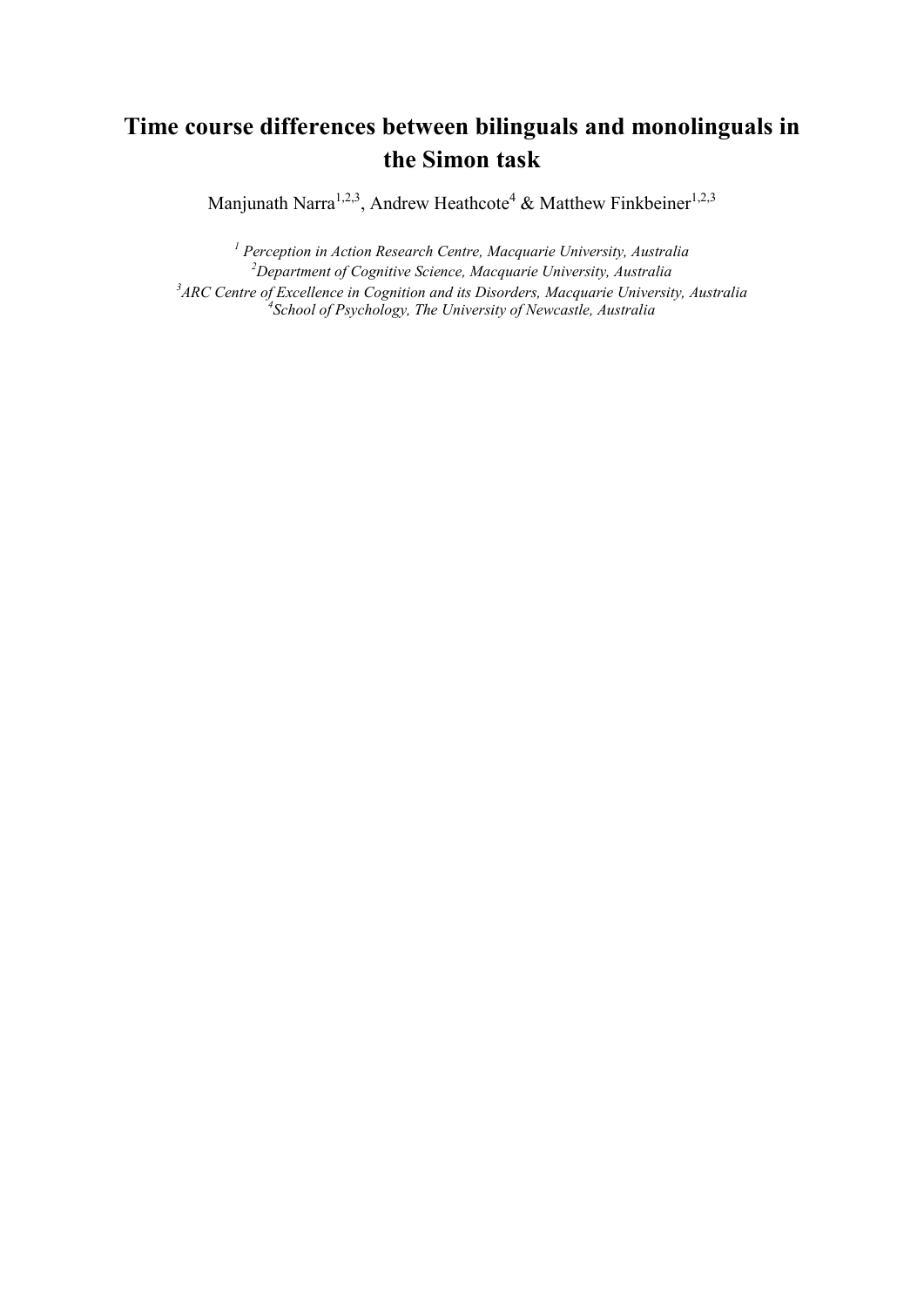# Time course differences between bilinguals and monolinguals in the Simon task

Manjunath Narra[1,2,3], Andrew Heathcote[4] & Matthew Finkbeiner[1,2,3]

[1] *Perception in Action Research Centre, Macquarie University, Australia*
[2] *Department of Cognitive Science, Macquarie University, Australia*
[3] *ARC Centre of Excellence in Cognition and its Disorders, Macquarie University, Australia*
[4] *School of Psychology, The University of Newcastle, Australia*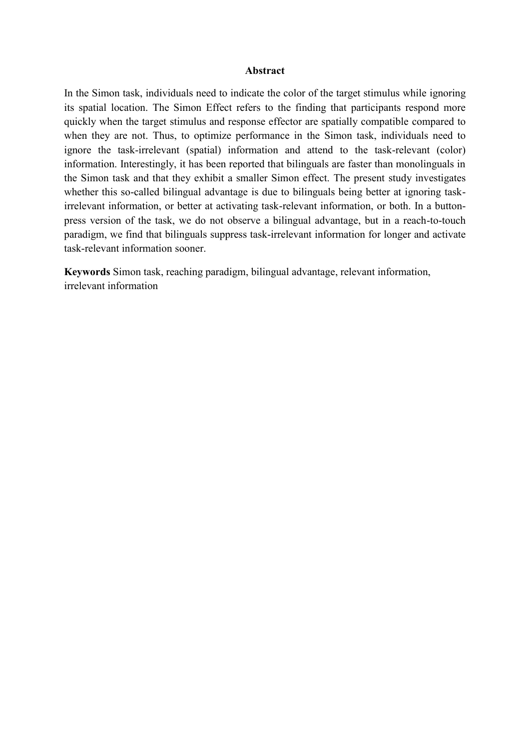## Abstract

In the Simon task, individuals need to indicate the color of the target stimulus while ignoring its spatial location. The Simon Effect refers to the finding that participants respond more quickly when the target stimulus and response effector are spatially compatible compared to when they are not. Thus, to optimize performance in the Simon task, individuals need to ignore the task-irrelevant (spatial) information and attend to the task-relevant (color) information. Interestingly, it has been reported that bilinguals are faster than monolinguals in the Simon task and that they exhibit a smaller Simon effect. The present study investigates whether this so-called bilingual advantage is due to bilinguals being better at ignoring task-irrelevant information, or better at activating task-relevant information, or both. In a button-press version of the task, we do not observe a bilingual advantage, but in a reach-to-touch paradigm, we find that bilinguals suppress task-irrelevant information for longer and activate task-relevant information sooner.

**Keywords** Simon task, reaching paradigm, bilingual advantage, relevant information, irrelevant information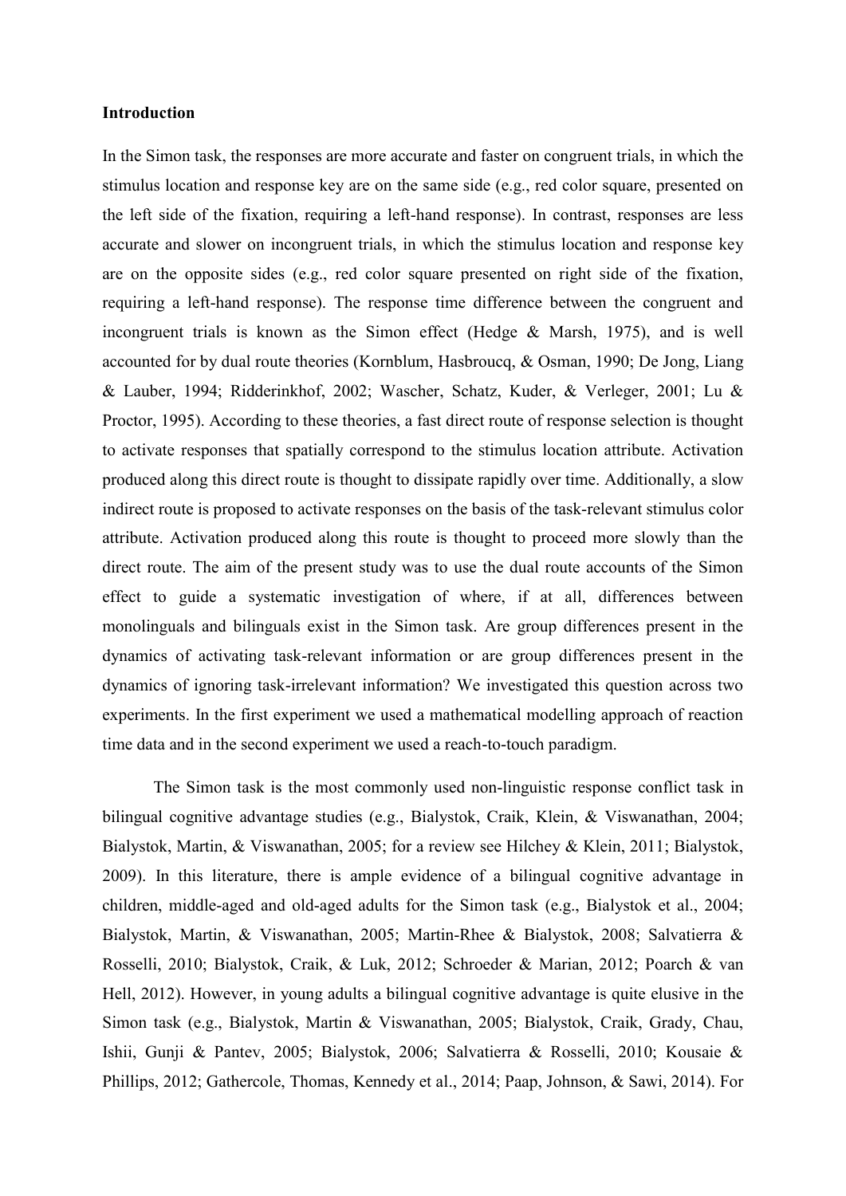**Introduction**

In the Simon task, the responses are more accurate and faster on congruent trials, in which the stimulus location and response key are on the same side (e.g., red color square, presented on the left side of the fixation, requiring a left-hand response). In contrast, responses are less accurate and slower on incongruent trials, in which the stimulus location and response key are on the opposite sides (e.g., red color square presented on right side of the fixation, requiring a left-hand response). The response time difference between the congruent and incongruent trials is known as the Simon effect (Hedge & Marsh, 1975), and is well accounted for by dual route theories (Kornblum, Hasbroucq, & Osman, 1990; De Jong, Liang & Lauber, 1994; Ridderinkhof, 2002; Wascher, Schatz, Kuder, & Verleger, 2001; Lu & Proctor, 1995). According to these theories, a fast direct route of response selection is thought to activate responses that spatially correspond to the stimulus location attribute. Activation produced along this direct route is thought to dissipate rapidly over time. Additionally, a slow indirect route is proposed to activate responses on the basis of the task-relevant stimulus color attribute. Activation produced along this route is thought to proceed more slowly than the direct route. The aim of the present study was to use the dual route accounts of the Simon effect to guide a systematic investigation of where, if at all, differences between monolinguals and bilinguals exist in the Simon task. Are group differences present in the dynamics of activating task-relevant information or are group differences present in the dynamics of ignoring task-irrelevant information? We investigated this question across two experiments. In the first experiment we used a mathematical modelling approach of reaction time data and in the second experiment we used a reach-to-touch paradigm.

The Simon task is the most commonly used non-linguistic response conflict task in bilingual cognitive advantage studies (e.g., Bialystok, Craik, Klein, & Viswanathan, 2004; Bialystok, Martin, & Viswanathan, 2005; for a review see Hilchey & Klein, 2011; Bialystok, 2009). In this literature, there is ample evidence of a bilingual cognitive advantage in children, middle-aged and old-aged adults for the Simon task (e.g., Bialystok et al., 2004; Bialystok, Martin, & Viswanathan, 2005; Martin-Rhee & Bialystok, 2008; Salvatierra & Rosselli, 2010; Bialystok, Craik, & Luk, 2012; Schroeder & Marian, 2012; Poarch & van Hell, 2012). However, in young adults a bilingual cognitive advantage is quite elusive in the Simon task (e.g., Bialystok, Martin & Viswanathan, 2005; Bialystok, Craik, Grady, Chau, Ishii, Gunji & Pantev, 2005; Bialystok, 2006; Salvatierra & Rosselli, 2010; Kousaie & Phillips, 2012; Gathercole, Thomas, Kennedy et al., 2014; Paap, Johnson, & Sawi, 2014). For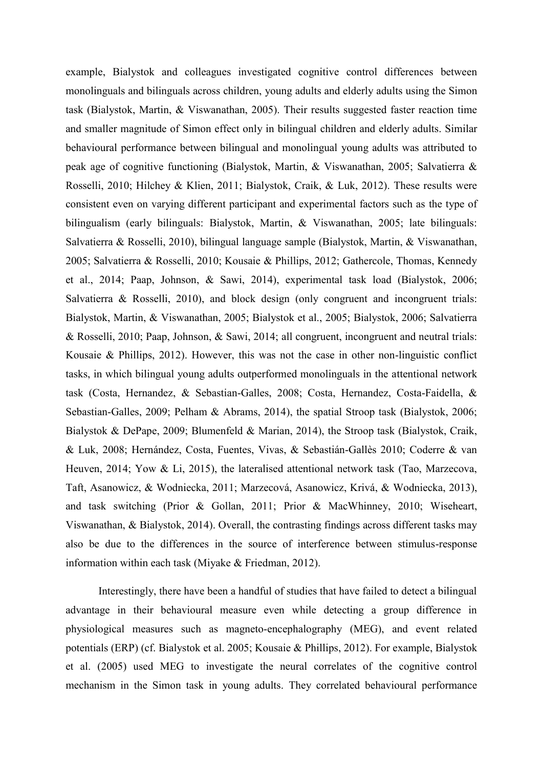example, Bialystok and colleagues investigated cognitive control differences between monolinguals and bilinguals across children, young adults and elderly adults using the Simon task (Bialystok, Martin, & Viswanathan, 2005). Their results suggested faster reaction time and smaller magnitude of Simon effect only in bilingual children and elderly adults. Similar behavioural performance between bilingual and monolingual young adults was attributed to peak age of cognitive functioning (Bialystok, Martin, & Viswanathan, 2005; Salvatierra & Rosselli, 2010; Hilchey & Klien, 2011; Bialystok, Craik, & Luk, 2012). These results were consistent even on varying different participant and experimental factors such as the type of bilingualism (early bilinguals: Bialystok, Martin, & Viswanathan, 2005; late bilinguals: Salvatierra & Rosselli, 2010), bilingual language sample (Bialystok, Martin, & Viswanathan, 2005; Salvatierra & Rosselli, 2010; Kousaie & Phillips, 2012; Gathercole, Thomas, Kennedy et al., 2014; Paap, Johnson, & Sawi, 2014), experimental task load (Bialystok, 2006; Salvatierra & Rosselli, 2010), and block design (only congruent and incongruent trials: Bialystok, Martin, & Viswanathan, 2005; Bialystok et al., 2005; Bialystok, 2006; Salvatierra & Rosselli, 2010; Paap, Johnson, & Sawi, 2014; all congruent, incongruent and neutral trials: Kousaie & Phillips, 2012). However, this was not the case in other non-linguistic conflict tasks, in which bilingual young adults outperformed monolinguals in the attentional network task (Costa, Hernandez, & Sebastian-Galles, 2008; Costa, Hernandez, Costa-Faidella, & Sebastian-Galles, 2009; Pelham & Abrams, 2014), the spatial Stroop task (Bialystok, 2006; Bialystok & DePape, 2009; Blumenfeld & Marian, 2014), the Stroop task (Bialystok, Craik, & Luk, 2008; Hernández, Costa, Fuentes, Vivas, & Sebastián-Gallès 2010; Coderre & van Heuven, 2014; Yow & Li, 2015), the lateralised attentional network task (Tao, Marzecova, Taft, Asanowicz, & Wodniecka, 2011; Marzecová, Asanowicz, Krivá, & Wodniecka, 2013), and task switching (Prior & Gollan, 2011; Prior & MacWhinney, 2010; Wiseheart, Viswanathan, & Bialystok, 2014). Overall, the contrasting findings across different tasks may also be due to the differences in the source of interference between stimulus-response information within each task (Miyake & Friedman, 2012).

Interestingly, there have been a handful of studies that have failed to detect a bilingual advantage in their behavioural measure even while detecting a group difference in physiological measures such as magneto-encephalography (MEG), and event related potentials (ERP) (cf. Bialystok et al. 2005; Kousaie & Phillips, 2012). For example, Bialystok et al. (2005) used MEG to investigate the neural correlates of the cognitive control mechanism in the Simon task in young adults. They correlated behavioural performance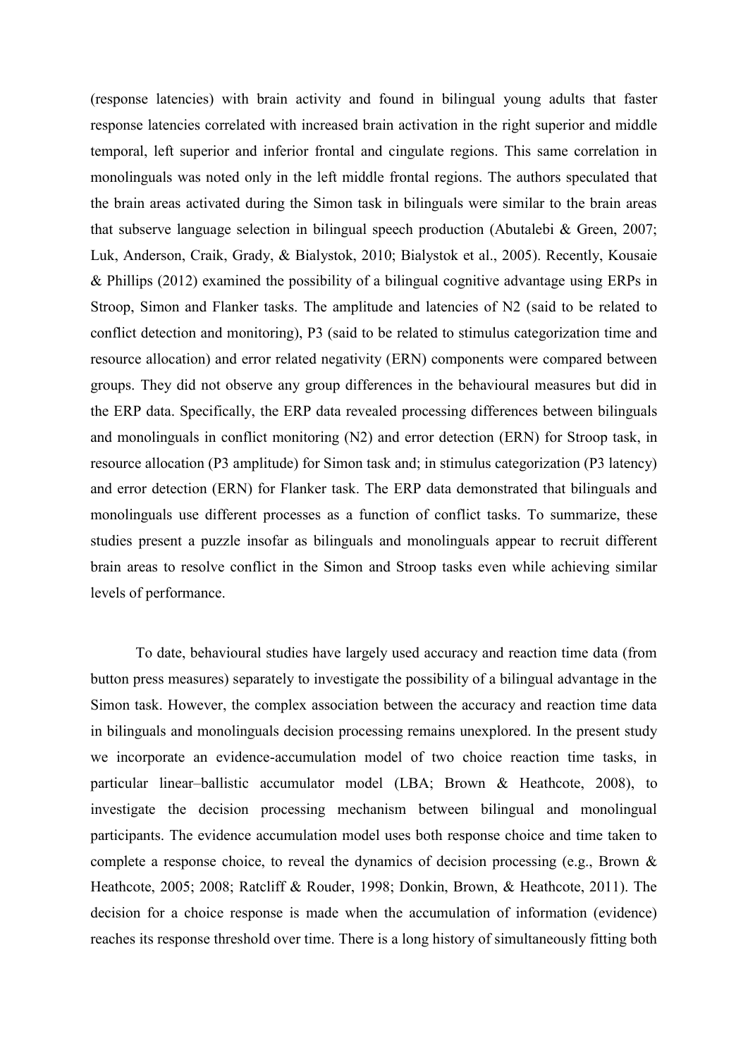(response latencies) with brain activity and found in bilingual young adults that faster response latencies correlated with increased brain activation in the right superior and middle temporal, left superior and inferior frontal and cingulate regions. This same correlation in monolinguals was noted only in the left middle frontal regions. The authors speculated that the brain areas activated during the Simon task in bilinguals were similar to the brain areas that subserve language selection in bilingual speech production (Abutalebi & Green, 2007; Luk, Anderson, Craik, Grady, & Bialystok, 2010; Bialystok et al., 2005). Recently, Kousaie & Phillips (2012) examined the possibility of a bilingual cognitive advantage using ERPs in Stroop, Simon and Flanker tasks. The amplitude and latencies of N2 (said to be related to conflict detection and monitoring), P3 (said to be related to stimulus categorization time and resource allocation) and error related negativity (ERN) components were compared between groups. They did not observe any group differences in the behavioural measures but did in the ERP data. Specifically, the ERP data revealed processing differences between bilinguals and monolinguals in conflict monitoring (N2) and error detection (ERN) for Stroop task, in resource allocation (P3 amplitude) for Simon task and; in stimulus categorization (P3 latency) and error detection (ERN) for Flanker task. The ERP data demonstrated that bilinguals and monolinguals use different processes as a function of conflict tasks. To summarize, these studies present a puzzle insofar as bilinguals and monolinguals appear to recruit different brain areas to resolve conflict in the Simon and Stroop tasks even while achieving similar levels of performance.

To date, behavioural studies have largely used accuracy and reaction time data (from button press measures) separately to investigate the possibility of a bilingual advantage in the Simon task. However, the complex association between the accuracy and reaction time data in bilinguals and monolinguals decision processing remains unexplored. In the present study we incorporate an evidence-accumulation model of two choice reaction time tasks, in particular linear–ballistic accumulator model (LBA; Brown & Heathcote, 2008), to investigate the decision processing mechanism between bilingual and monolingual participants. The evidence accumulation model uses both response choice and time taken to complete a response choice, to reveal the dynamics of decision processing (e.g., Brown & Heathcote, 2005; 2008; Ratcliff & Rouder, 1998; Donkin, Brown, & Heathcote, 2011). The decision for a choice response is made when the accumulation of information (evidence) reaches its response threshold over time. There is a long history of simultaneously fitting both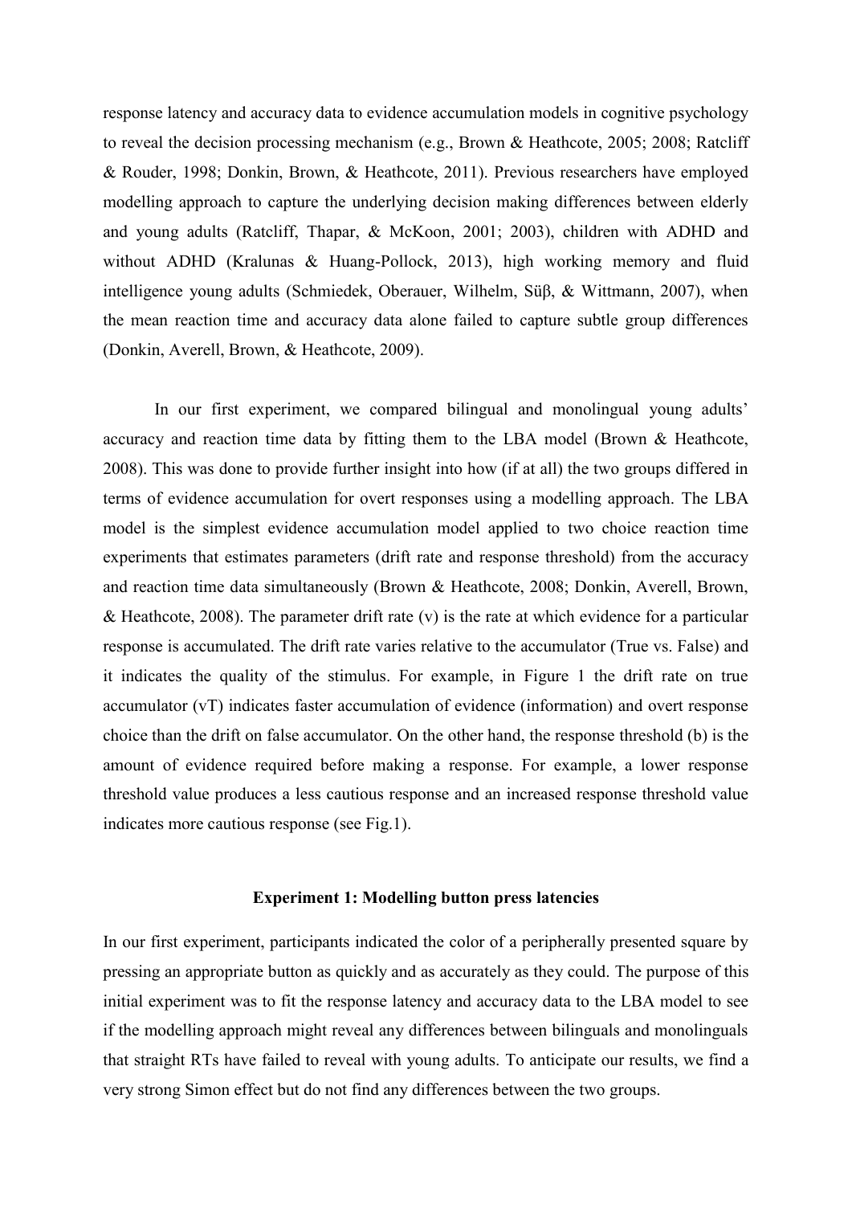response latency and accuracy data to evidence accumulation models in cognitive psychology to reveal the decision processing mechanism (e.g., Brown & Heathcote, 2005; 2008; Ratcliff & Rouder, 1998; Donkin, Brown, & Heathcote, 2011). Previous researchers have employed modelling approach to capture the underlying decision making differences between elderly and young adults (Ratcliff, Thapar, & McKoon, 2001; 2003), children with ADHD and without ADHD (Kralunas & Huang-Pollock, 2013), high working memory and fluid intelligence young adults (Schmiedek, Oberauer, Wilhelm, Süβ, & Wittmann, 2007), when the mean reaction time and accuracy data alone failed to capture subtle group differences (Donkin, Averell, Brown, & Heathcote, 2009).

In our first experiment, we compared bilingual and monolingual young adults' accuracy and reaction time data by fitting them to the LBA model (Brown & Heathcote, 2008). This was done to provide further insight into how (if at all) the two groups differed in terms of evidence accumulation for overt responses using a modelling approach. The LBA model is the simplest evidence accumulation model applied to two choice reaction time experiments that estimates parameters (drift rate and response threshold) from the accuracy and reaction time data simultaneously (Brown & Heathcote, 2008; Donkin, Averell, Brown, & Heathcote, 2008). The parameter drift rate (v) is the rate at which evidence for a particular response is accumulated. The drift rate varies relative to the accumulator (True vs. False) and it indicates the quality of the stimulus. For example, in Figure 1 the drift rate on true accumulator (vT) indicates faster accumulation of evidence (information) and overt response choice than the drift on false accumulator. On the other hand, the response threshold (b) is the amount of evidence required before making a response. For example, a lower response threshold value produces a less cautious response and an increased response threshold value indicates more cautious response (see Fig.1).

### Experiment 1: Modelling button press latencies

In our first experiment, participants indicated the color of a peripherally presented square by pressing an appropriate button as quickly and as accurately as they could. The purpose of this initial experiment was to fit the response latency and accuracy data to the LBA model to see if the modelling approach might reveal any differences between bilinguals and monolinguals that straight RTs have failed to reveal with young adults. To anticipate our results, we find a very strong Simon effect but do not find any differences between the two groups.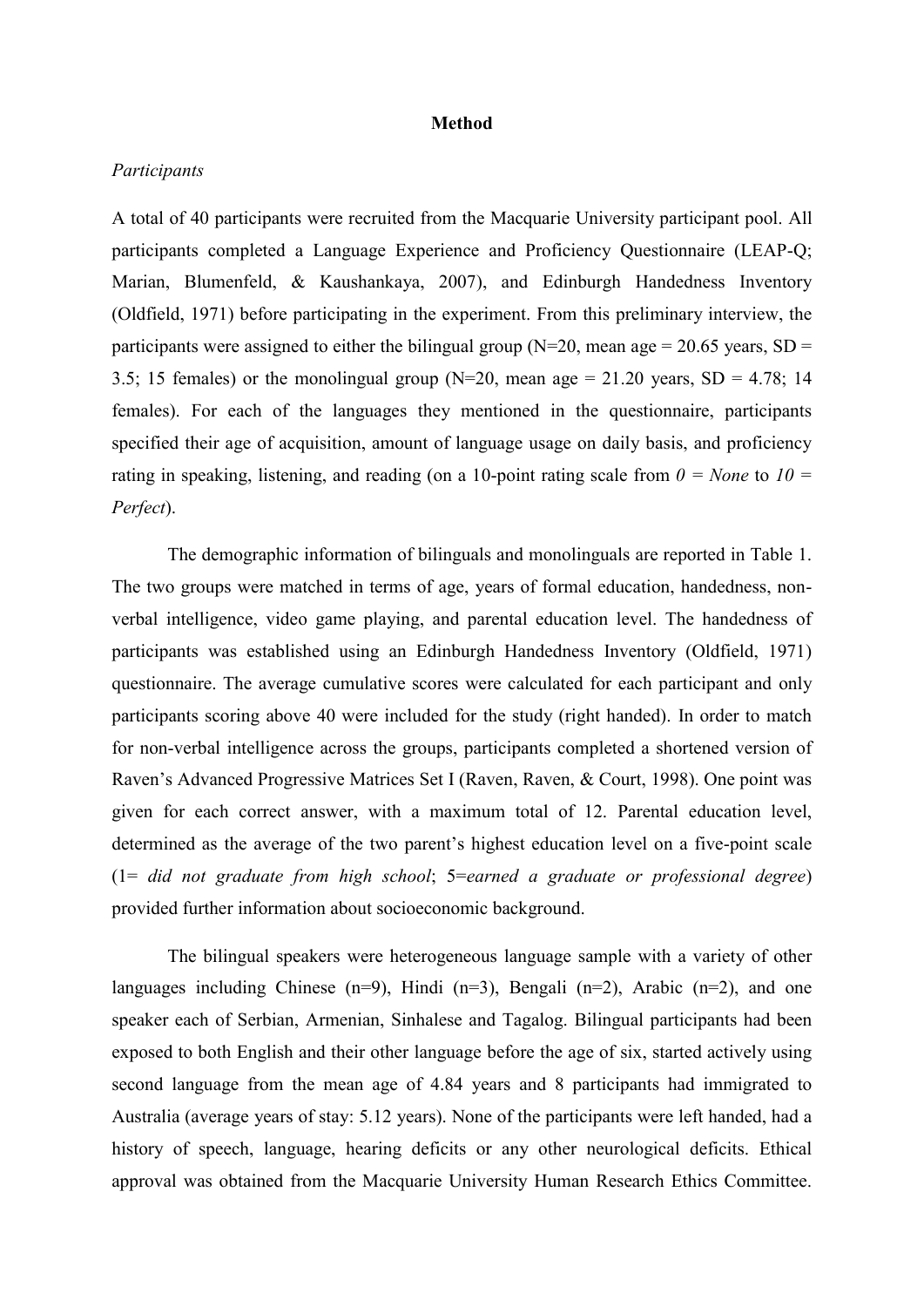**Method**

*Participants*

A total of 40 participants were recruited from the Macquarie University participant pool. All participants completed a Language Experience and Proficiency Questionnaire (LEAP-Q; Marian, Blumenfeld, & Kaushankaya, 2007), and Edinburgh Handedness Inventory (Oldfield, 1971) before participating in the experiment. From this preliminary interview, the participants were assigned to either the bilingual group (N=20, mean age = 20.65 years, SD = 3.5; 15 females) or the monolingual group (N=20, mean age = 21.20 years, SD = 4.78; 14 females). For each of the languages they mentioned in the questionnaire, participants specified their age of acquisition, amount of language usage on daily basis, and proficiency rating in speaking, listening, and reading (on a 10-point rating scale from *0 = None* to *10 = Perfect*).

The demographic information of bilinguals and monolinguals are reported in Table 1. The two groups were matched in terms of age, years of formal education, handedness, non-verbal intelligence, video game playing, and parental education level. The handedness of participants was established using an Edinburgh Handedness Inventory (Oldfield, 1971) questionnaire. The average cumulative scores were calculated for each participant and only participants scoring above 40 were included for the study (right handed). In order to match for non-verbal intelligence across the groups, participants completed a shortened version of Raven's Advanced Progressive Matrices Set I (Raven, Raven, & Court, 1998). One point was given for each correct answer, with a maximum total of 12. Parental education level, determined as the average of the two parent's highest education level on a five-point scale (1= *did not graduate from high school*; 5=*earned a graduate or professional degree*) provided further information about socioeconomic background.

The bilingual speakers were heterogeneous language sample with a variety of other languages including Chinese (n=9), Hindi (n=3), Bengali (n=2), Arabic (n=2), and one speaker each of Serbian, Armenian, Sinhalese and Tagalog. Bilingual participants had been exposed to both English and their other language before the age of six, started actively using second language from the mean age of 4.84 years and 8 participants had immigrated to Australia (average years of stay: 5.12 years). None of the participants were left handed, had a history of speech, language, hearing deficits or any other neurological deficits. Ethical approval was obtained from the Macquarie University Human Research Ethics Committee.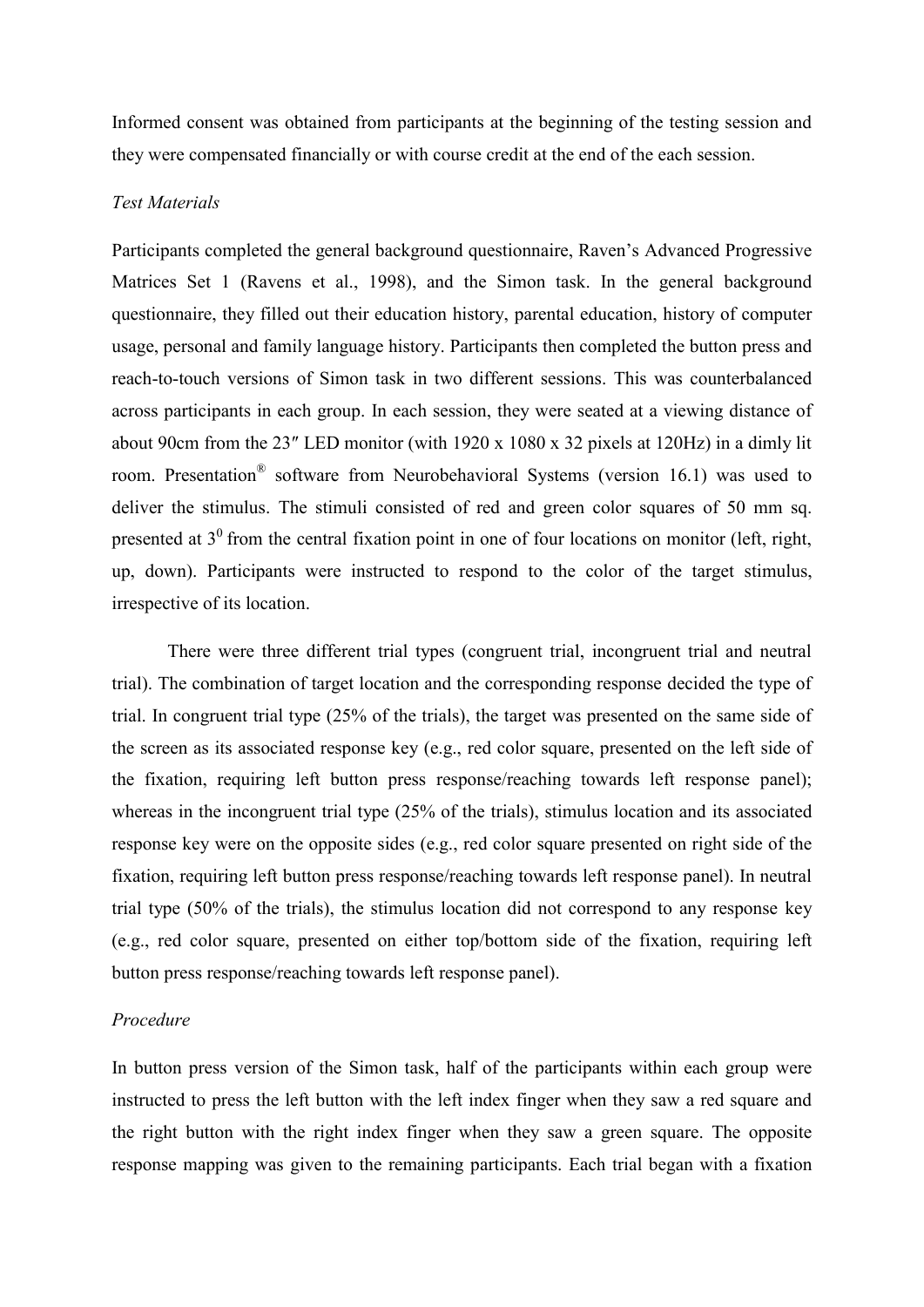Informed consent was obtained from participants at the beginning of the testing session and they were compensated financially or with course credit at the end of the each session.

*Test Materials*

Participants completed the general background questionnaire, Raven's Advanced Progressive Matrices Set 1 (Ravens et al., 1998), and the Simon task. In the general background questionnaire, they filled out their education history, parental education, history of computer usage, personal and family language history. Participants then completed the button press and reach-to-touch versions of Simon task in two different sessions. This was counterbalanced across participants in each group. In each session, they were seated at a viewing distance of about 90cm from the 23″ LED monitor (with 1920 x 1080 x 32 pixels at 120Hz) in a dimly lit room. Presentation® software from Neurobehavioral Systems (version 16.1) was used to deliver the stimulus. The stimuli consisted of red and green color squares of 50 mm sq. presented at $3^0$ from the central fixation point in one of four locations on monitor (left, right, up, down). Participants were instructed to respond to the color of the target stimulus, irrespective of its location.

There were three different trial types (congruent trial, incongruent trial and neutral trial). The combination of target location and the corresponding response decided the type of trial. In congruent trial type (25% of the trials), the target was presented on the same side of the screen as its associated response key (e.g., red color square, presented on the left side of the fixation, requiring left button press response/reaching towards left response panel); whereas in the incongruent trial type (25% of the trials), stimulus location and its associated response key were on the opposite sides (e.g., red color square presented on right side of the fixation, requiring left button press response/reaching towards left response panel). In neutral trial type (50% of the trials), the stimulus location did not correspond to any response key (e.g., red color square, presented on either top/bottom side of the fixation, requiring left button press response/reaching towards left response panel).

*Procedure*

In button press version of the Simon task, half of the participants within each group were instructed to press the left button with the left index finger when they saw a red square and the right button with the right index finger when they saw a green square. The opposite response mapping was given to the remaining participants. Each trial began with a fixation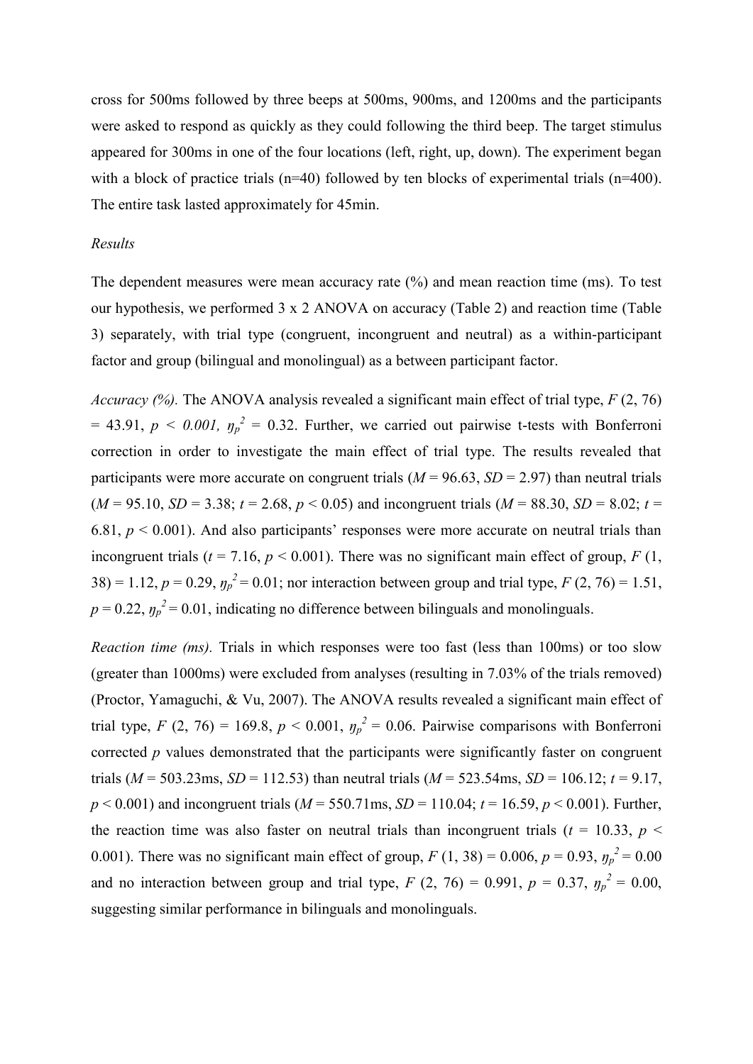cross for 500ms followed by three beeps at 500ms, 900ms, and 1200ms and the participants were asked to respond as quickly as they could following the third beep. The target stimulus appeared for 300ms in one of the four locations (left, right, up, down). The experiment began with a block of practice trials (n=40) followed by ten blocks of experimental trials (n=400). The entire task lasted approximately for 45min.

*Results*

The dependent measures were mean accuracy rate (%) and mean reaction time (ms). To test our hypothesis, we performed 3 x 2 ANOVA on accuracy (Table 2) and reaction time (Table 3) separately, with trial type (congruent, incongruent and neutral) as a within-participant factor and group (bilingual and monolingual) as a between participant factor.

*Accuracy (%).* The ANOVA analysis revealed a significant main effect of trial type, $F$ (2, 76) = 43.91, $p < 0.001$, $\eta_p^2 = 0.32$. Further, we carried out pairwise t-tests with Bonferroni correction in order to investigate the main effect of trial type. The results revealed that participants were more accurate on congruent trials ($M$ = 96.63, $SD$ = 2.97) than neutral trials ($M$ = 95.10, $SD$ = 3.38; $t$ = 2.68, $p < 0.05$) and incongruent trials ($M$ = 88.30, $SD$ = 8.02; $t$ = 6.81, $p < 0.001$). And also participants' responses were more accurate on neutral trials than incongruent trials ($t$ = 7.16, $p < 0.001$). There was no significant main effect of group, $F$ (1, 38) = 1.12, $p$ = 0.29, $\eta_p^2 = 0.01$; nor interaction between group and trial type, $F$ (2, 76) = 1.51, $p$ = 0.22, $\eta_p^2 = 0.01$, indicating no difference between bilinguals and monolinguals.

*Reaction time (ms).* Trials in which responses were too fast (less than 100ms) or too slow (greater than 1000ms) were excluded from analyses (resulting in 7.03% of the trials removed) (Proctor, Yamaguchi, & Vu, 2007). The ANOVA results revealed a significant main effect of trial type, $F$ (2, 76) = 169.8, $p < 0.001$, $\eta_p^2 = 0.06$. Pairwise comparisons with Bonferroni corrected $p$ values demonstrated that the participants were significantly faster on congruent trials ($M$ = 503.23ms, $SD$ = 112.53) than neutral trials ($M$ = 523.54ms, $SD$ = 106.12; $t$ = 9.17, $p < 0.001$) and incongruent trials ($M$ = 550.71ms, $SD$ = 110.04; $t$ = 16.59, $p < 0.001$). Further, the reaction time was also faster on neutral trials than incongruent trials ($t$ = 10.33, $p < 0.001$). There was no significant main effect of group, $F$ (1, 38) = 0.006, $p$ = 0.93, $\eta_p^2 = 0.00$ and no interaction between group and trial type, $F$ (2, 76) = 0.991, $p$ = 0.37, $\eta_p^2 = 0.00$, suggesting similar performance in bilinguals and monolinguals.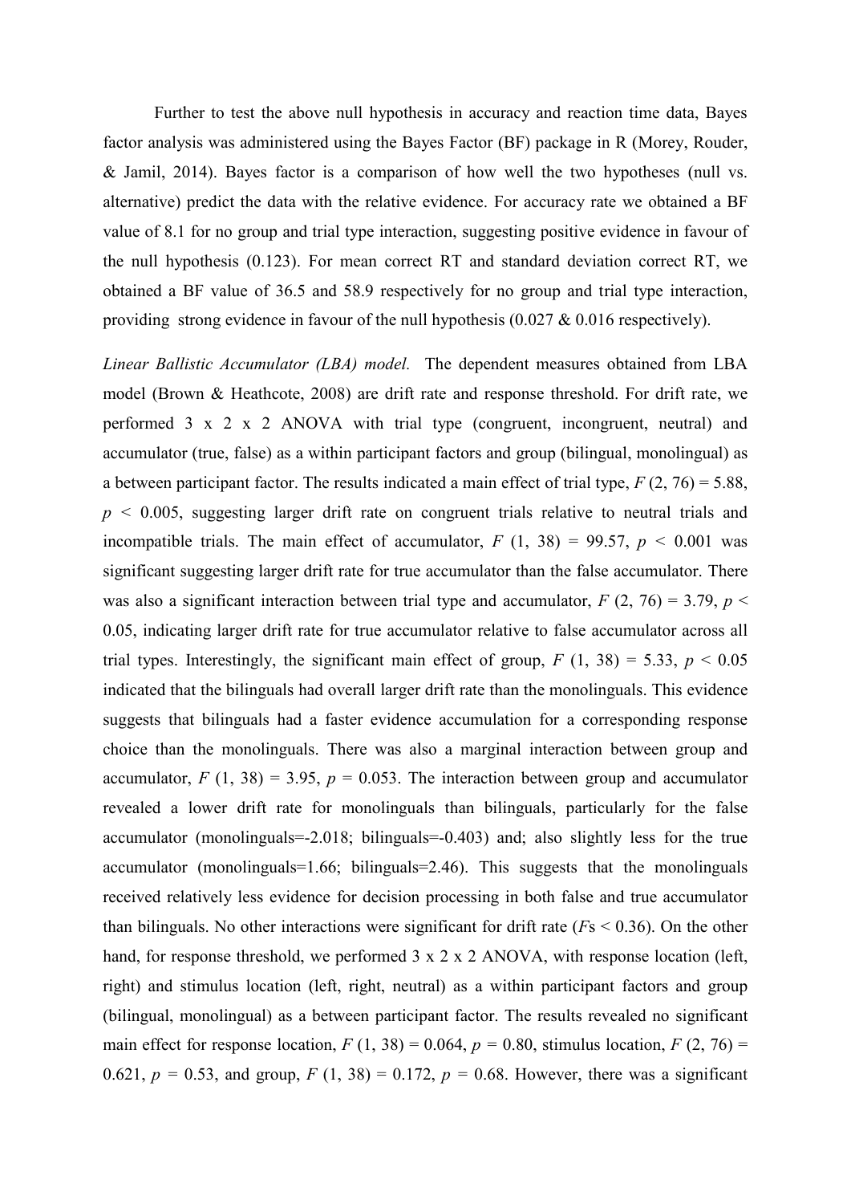Further to test the above null hypothesis in accuracy and reaction time data, Bayes factor analysis was administered using the Bayes Factor (BF) package in R (Morey, Rouder, & Jamil, 2014). Bayes factor is a comparison of how well the two hypotheses (null vs. alternative) predict the data with the relative evidence. For accuracy rate we obtained a BF value of 8.1 for no group and trial type interaction, suggesting positive evidence in favour of the null hypothesis (0.123). For mean correct RT and standard deviation correct RT, we obtained a BF value of 36.5 and 58.9 respectively for no group and trial type interaction, providing strong evidence in favour of the null hypothesis (0.027 & 0.016 respectively).

*Linear Ballistic Accumulator (LBA) model.* The dependent measures obtained from LBA model (Brown & Heathcote, 2008) are drift rate and response threshold. For drift rate, we performed 3 x 2 x 2 ANOVA with trial type (congruent, incongruent, neutral) and accumulator (true, false) as a within participant factors and group (bilingual, monolingual) as a between participant factor. The results indicated a main effect of trial type, $F(2, 76) = 5.88$, $p < 0.005$, suggesting larger drift rate on congruent trials relative to neutral trials and incompatible trials. The main effect of accumulator, $F(1, 38) = 99.57$, $p < 0.001$ was significant suggesting larger drift rate for true accumulator than the false accumulator. There was also a significant interaction between trial type and accumulator, $F(2, 76) = 3.79$, $p < 0.05$, indicating larger drift rate for true accumulator relative to false accumulator across all trial types. Interestingly, the significant main effect of group, $F(1, 38) = 5.33$, $p < 0.05$ indicated that the bilinguals had overall larger drift rate than the monolinguals. This evidence suggests that bilinguals had a faster evidence accumulation for a corresponding response choice than the monolinguals. There was also a marginal interaction between group and accumulator, $F(1, 38) = 3.95$, $p = 0.053$. The interaction between group and accumulator revealed a lower drift rate for monolinguals than bilinguals, particularly for the false accumulator (monolinguals=-2.018; bilinguals=-0.403) and; also slightly less for the true accumulator (monolinguals=1.66; bilinguals=2.46). This suggests that the monolinguals received relatively less evidence for decision processing in both false and true accumulator than bilinguals. No other interactions were significant for drift rate ($F$s < 0.36). On the other hand, for response threshold, we performed 3 x 2 x 2 ANOVA, with response location (left, right) and stimulus location (left, right, neutral) as a within participant factors and group (bilingual, monolingual) as a between participant factor. The results revealed no significant main effect for response location, $F(1, 38) = 0.064$, $p = 0.80$, stimulus location, $F(2, 76) = 0.621$, $p = 0.53$, and group, $F(1, 38) = 0.172$, $p = 0.68$. However, there was a significant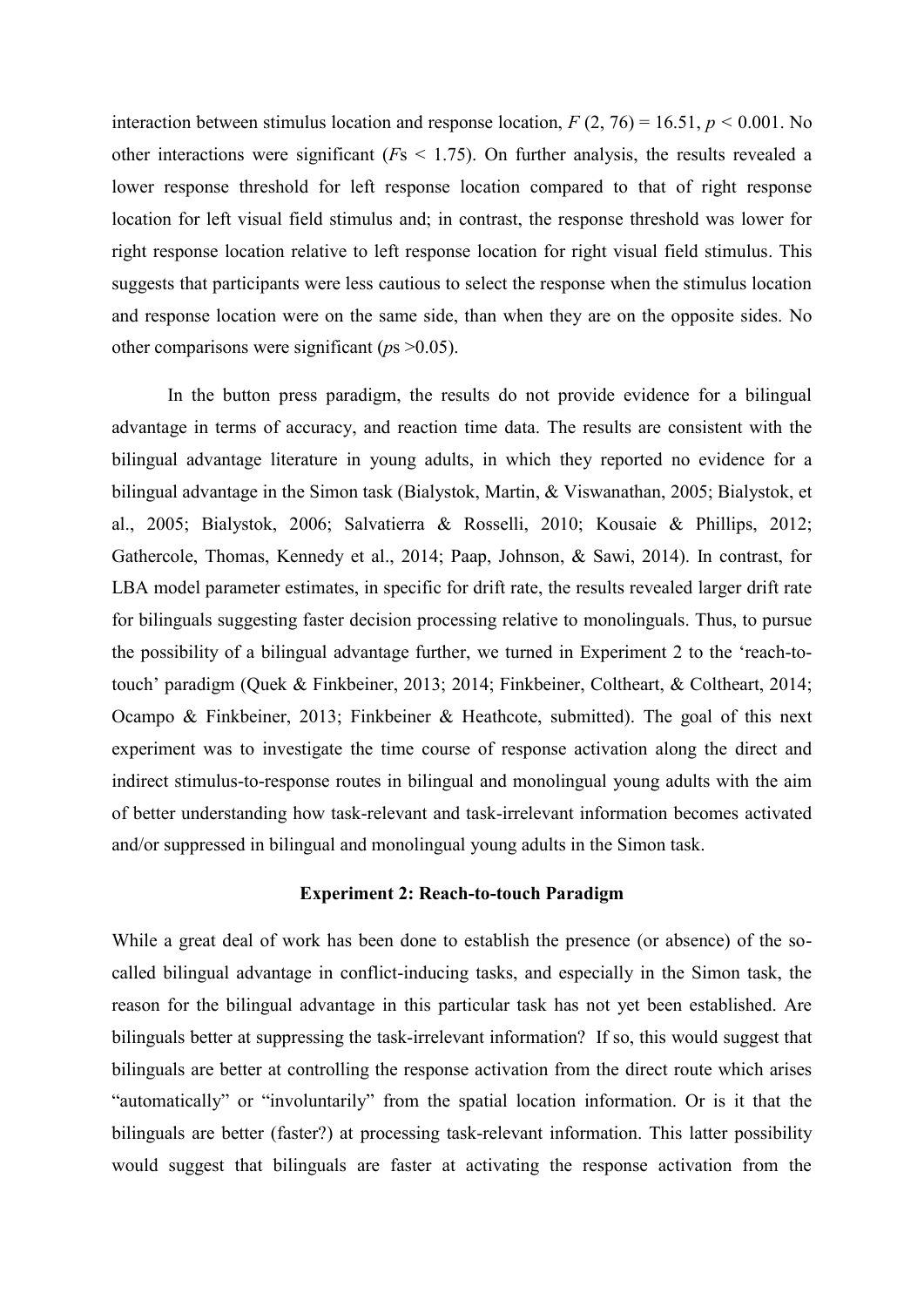interaction between stimulus location and response location, $F$ (2, 76) = 16.51, $p < 0.001$. No other interactions were significant ($F$s < 1.75). On further analysis, the results revealed a lower response threshold for left response location compared to that of right response location for left visual field stimulus and; in contrast, the response threshold was lower for right response location relative to left response location for right visual field stimulus. This suggests that participants were less cautious to select the response when the stimulus location and response location were on the same side, than when they are on the opposite sides. No other comparisons were significant ($p$s >0.05).

In the button press paradigm, the results do not provide evidence for a bilingual advantage in terms of accuracy, and reaction time data. The results are consistent with the bilingual advantage literature in young adults, in which they reported no evidence for a bilingual advantage in the Simon task (Bialystok, Martin, & Viswanathan, 2005; Bialystok, et al., 2005; Bialystok, 2006; Salvatierra & Rosselli, 2010; Kousaie & Phillips, 2012; Gathercole, Thomas, Kennedy et al., 2014; Paap, Johnson, & Sawi, 2014). In contrast, for LBA model parameter estimates, in specific for drift rate, the results revealed larger drift rate for bilinguals suggesting faster decision processing relative to monolinguals. Thus, to pursue the possibility of a bilingual advantage further, we turned in Experiment 2 to the 'reach-to-touch' paradigm (Quek & Finkbeiner, 2013; 2014; Finkbeiner, Coltheart, & Coltheart, 2014; Ocampo & Finkbeiner, 2013; Finkbeiner & Heathcote, submitted). The goal of this next experiment was to investigate the time course of response activation along the direct and indirect stimulus-to-response routes in bilingual and monolingual young adults with the aim of better understanding how task-relevant and task-irrelevant information becomes activated and/or suppressed in bilingual and monolingual young adults in the Simon task.

## Experiment 2: Reach-to-touch Paradigm

While a great deal of work has been done to establish the presence (or absence) of the so-called bilingual advantage in conflict-inducing tasks, and especially in the Simon task, the reason for the bilingual advantage in this particular task has not yet been established. Are bilinguals better at suppressing the task-irrelevant information? If so, this would suggest that bilinguals are better at controlling the response activation from the direct route which arises "automatically" or "involuntarily" from the spatial location information. Or is it that the bilinguals are better (faster?) at processing task-relevant information. This latter possibility would suggest that bilinguals are faster at activating the response activation from the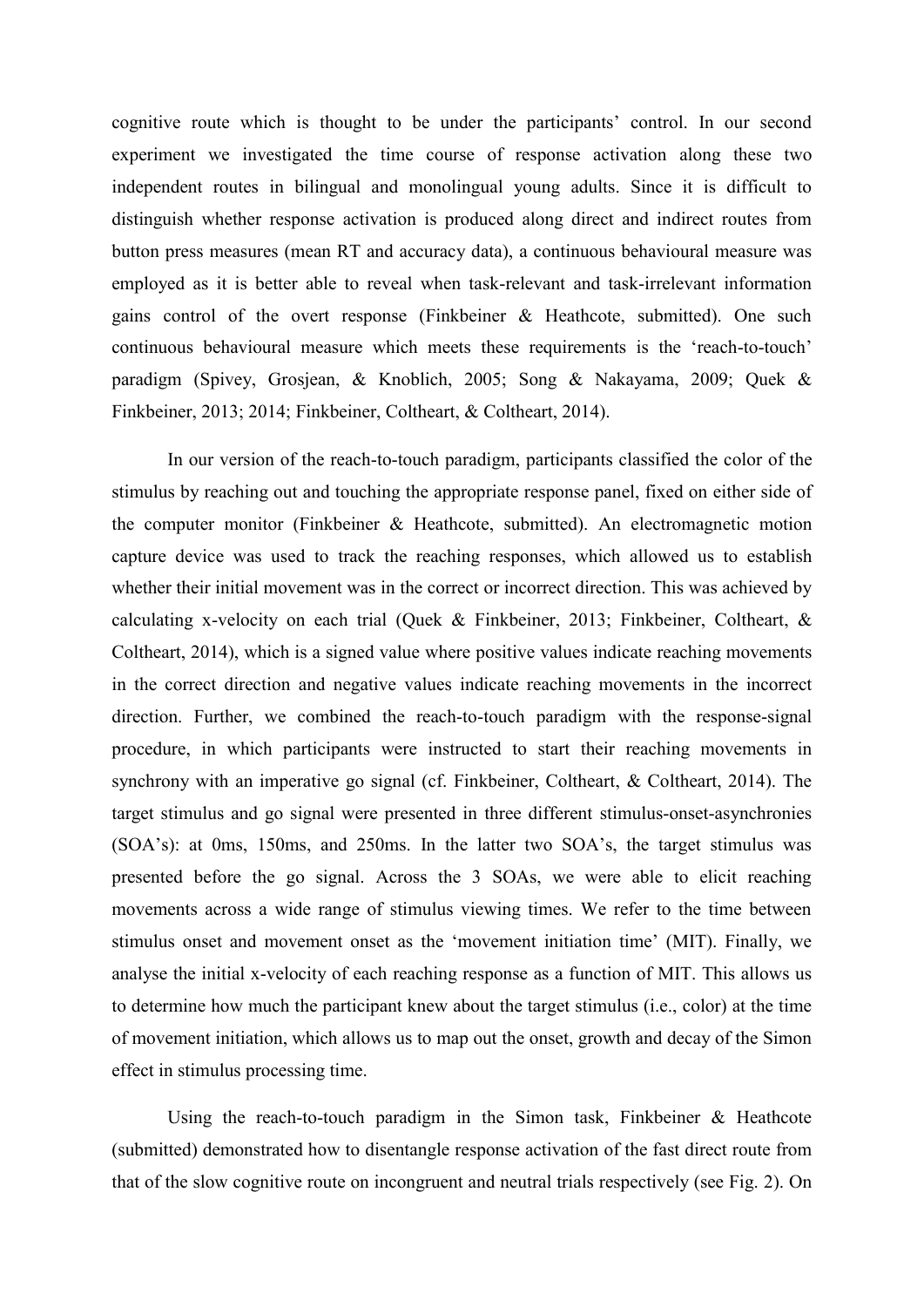cognitive route which is thought to be under the participants' control. In our second experiment we investigated the time course of response activation along these two independent routes in bilingual and monolingual young adults. Since it is difficult to distinguish whether response activation is produced along direct and indirect routes from button press measures (mean RT and accuracy data), a continuous behavioural measure was employed as it is better able to reveal when task-relevant and task-irrelevant information gains control of the overt response (Finkbeiner & Heathcote, submitted). One such continuous behavioural measure which meets these requirements is the 'reach-to-touch' paradigm (Spivey, Grosjean, & Knoblich, 2005; Song & Nakayama, 2009; Quek & Finkbeiner, 2013; 2014; Finkbeiner, Coltheart, & Coltheart, 2014).

In our version of the reach-to-touch paradigm, participants classified the color of the stimulus by reaching out and touching the appropriate response panel, fixed on either side of the computer monitor (Finkbeiner & Heathcote, submitted). An electromagnetic motion capture device was used to track the reaching responses, which allowed us to establish whether their initial movement was in the correct or incorrect direction. This was achieved by calculating x-velocity on each trial (Quek & Finkbeiner, 2013; Finkbeiner, Coltheart, & Coltheart, 2014), which is a signed value where positive values indicate reaching movements in the correct direction and negative values indicate reaching movements in the incorrect direction. Further, we combined the reach-to-touch paradigm with the response-signal procedure, in which participants were instructed to start their reaching movements in synchrony with an imperative go signal (cf. Finkbeiner, Coltheart, & Coltheart, 2014). The target stimulus and go signal were presented in three different stimulus-onset-asynchronies (SOA's): at 0ms, 150ms, and 250ms. In the latter two SOA's, the target stimulus was presented before the go signal. Across the 3 SOAs, we were able to elicit reaching movements across a wide range of stimulus viewing times. We refer to the time between stimulus onset and movement onset as the 'movement initiation time' (MIT). Finally, we analyse the initial x-velocity of each reaching response as a function of MIT. This allows us to determine how much the participant knew about the target stimulus (i.e., color) at the time of movement initiation, which allows us to map out the onset, growth and decay of the Simon effect in stimulus processing time.

Using the reach-to-touch paradigm in the Simon task, Finkbeiner & Heathcote (submitted) demonstrated how to disentangle response activation of the fast direct route from that of the slow cognitive route on incongruent and neutral trials respectively (see Fig. 2). On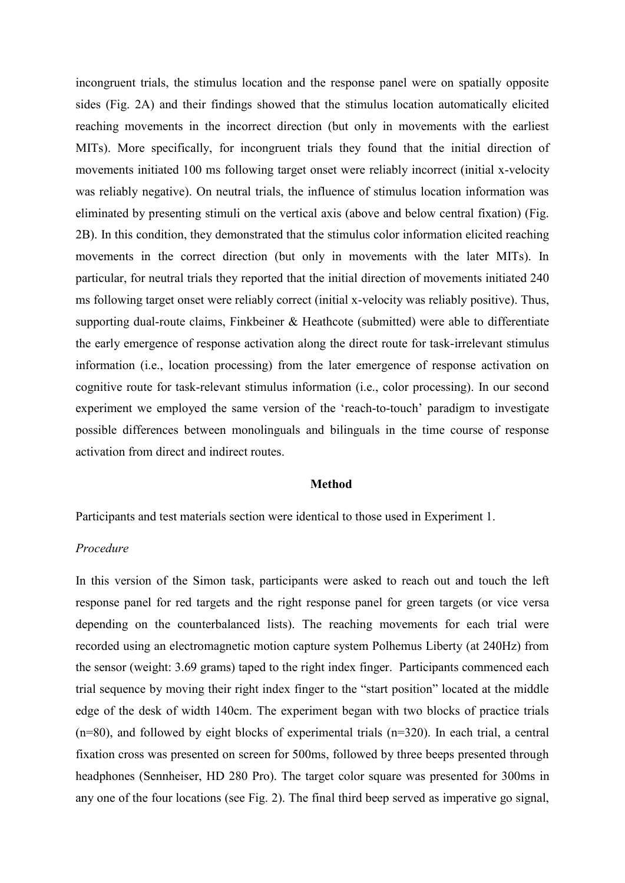incongruent trials, the stimulus location and the response panel were on spatially opposite sides (Fig. 2A) and their findings showed that the stimulus location automatically elicited reaching movements in the incorrect direction (but only in movements with the earliest MITs). More specifically, for incongruent trials they found that the initial direction of movements initiated 100 ms following target onset were reliably incorrect (initial x-velocity was reliably negative). On neutral trials, the influence of stimulus location information was eliminated by presenting stimuli on the vertical axis (above and below central fixation) (Fig. 2B). In this condition, they demonstrated that the stimulus color information elicited reaching movements in the correct direction (but only in movements with the later MITs). In particular, for neutral trials they reported that the initial direction of movements initiated 240 ms following target onset were reliably correct (initial x-velocity was reliably positive). Thus, supporting dual-route claims, Finkbeiner & Heathcote (submitted) were able to differentiate the early emergence of response activation along the direct route for task-irrelevant stimulus information (i.e., location processing) from the later emergence of response activation on cognitive route for task-relevant stimulus information (i.e., color processing). In our second experiment we employed the same version of the 'reach-to-touch' paradigm to investigate possible differences between monolinguals and bilinguals in the time course of response activation from direct and indirect routes.

## Method

Participants and test materials section were identical to those used in Experiment 1.

### *Procedure*

In this version of the Simon task, participants were asked to reach out and touch the left response panel for red targets and the right response panel for green targets (or vice versa depending on the counterbalanced lists). The reaching movements for each trial were recorded using an electromagnetic motion capture system Polhemus Liberty (at 240Hz) from the sensor (weight: 3.69 grams) taped to the right index finger. Participants commenced each trial sequence by moving their right index finger to the "start position" located at the middle edge of the desk of width 140cm. The experiment began with two blocks of practice trials (n=80), and followed by eight blocks of experimental trials (n=320). In each trial, a central fixation cross was presented on screen for 500ms, followed by three beeps presented through headphones (Sennheiser, HD 280 Pro). The target color square was presented for 300ms in any one of the four locations (see Fig. 2). The final third beep served as imperative go signal,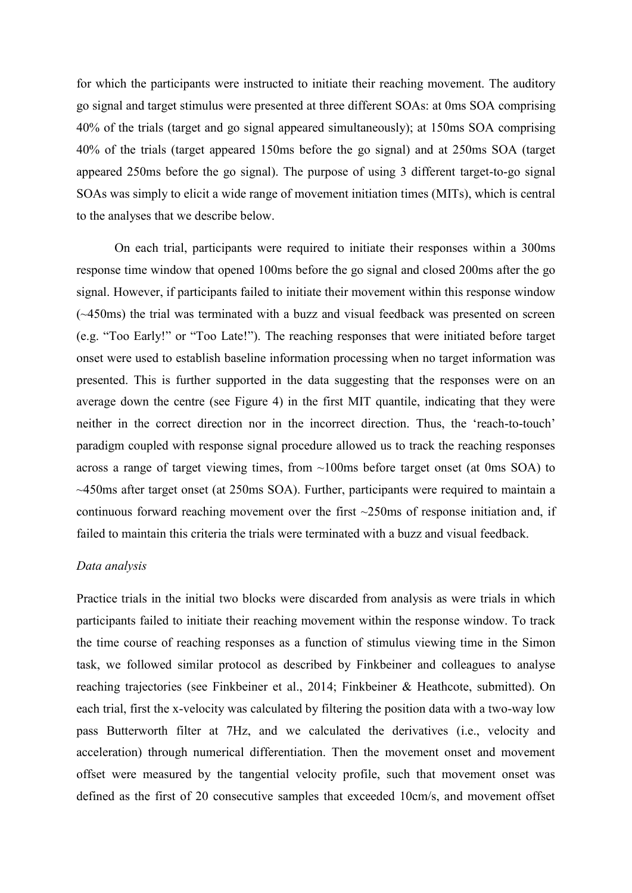for which the participants were instructed to initiate their reaching movement. The auditory go signal and target stimulus were presented at three different SOAs: at 0ms SOA comprising 40% of the trials (target and go signal appeared simultaneously); at 150ms SOA comprising 40% of the trials (target appeared 150ms before the go signal) and at 250ms SOA (target appeared 250ms before the go signal). The purpose of using 3 different target-to-go signal SOAs was simply to elicit a wide range of movement initiation times (MITs), which is central to the analyses that we describe below.

On each trial, participants were required to initiate their responses within a 300ms response time window that opened 100ms before the go signal and closed 200ms after the go signal. However, if participants failed to initiate their movement within this response window (~450ms) the trial was terminated with a buzz and visual feedback was presented on screen (e.g. "Too Early!" or "Too Late!"). The reaching responses that were initiated before target onset were used to establish baseline information processing when no target information was presented. This is further supported in the data suggesting that the responses were on an average down the centre (see Figure 4) in the first MIT quantile, indicating that they were neither in the correct direction nor in the incorrect direction. Thus, the 'reach-to-touch' paradigm coupled with response signal procedure allowed us to track the reaching responses across a range of target viewing times, from ~100ms before target onset (at 0ms SOA) to ~450ms after target onset (at 250ms SOA). Further, participants were required to maintain a continuous forward reaching movement over the first ~250ms of response initiation and, if failed to maintain this criteria the trials were terminated with a buzz and visual feedback.

*Data analysis*

Practice trials in the initial two blocks were discarded from analysis as were trials in which participants failed to initiate their reaching movement within the response window. To track the time course of reaching responses as a function of stimulus viewing time in the Simon task, we followed similar protocol as described by Finkbeiner and colleagues to analyse reaching trajectories (see Finkbeiner et al., 2014; Finkbeiner & Heathcote, submitted). On each trial, first the x-velocity was calculated by filtering the position data with a two-way low pass Butterworth filter at 7Hz, and we calculated the derivatives (i.e., velocity and acceleration) through numerical differentiation. Then the movement onset and movement offset were measured by the tangential velocity profile, such that movement onset was defined as the first of 20 consecutive samples that exceeded 10cm/s, and movement offset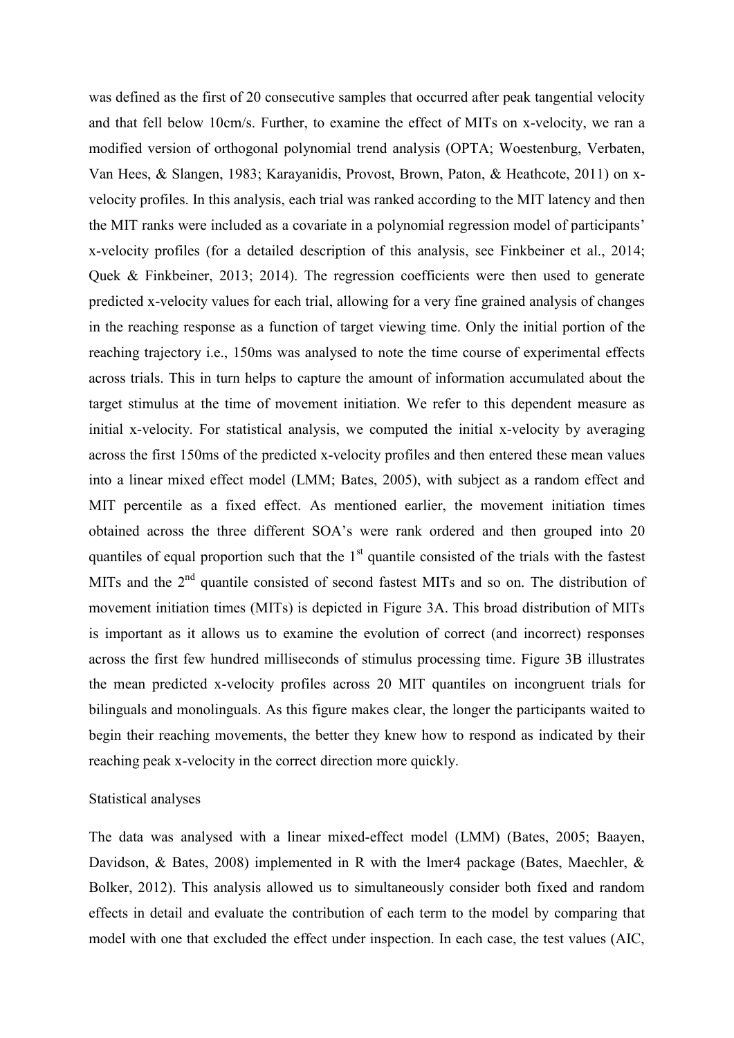was defined as the first of 20 consecutive samples that occurred after peak tangential velocity and that fell below 10cm/s. Further, to examine the effect of MITs on x-velocity, we ran a modified version of orthogonal polynomial trend analysis (OPTA; Woestenburg, Verbaten, Van Hees, & Slangen, 1983; Karayanidis, Provost, Brown, Paton, & Heathcote, 2011) on x-velocity profiles. In this analysis, each trial was ranked according to the MIT latency and then the MIT ranks were included as a covariate in a polynomial regression model of participants' x-velocity profiles (for a detailed description of this analysis, see Finkbeiner et al., 2014; Quek & Finkbeiner, 2013; 2014). The regression coefficients were then used to generate predicted x-velocity values for each trial, allowing for a very fine grained analysis of changes in the reaching response as a function of target viewing time. Only the initial portion of the reaching trajectory i.e., 150ms was analysed to note the time course of experimental effects across trials. This in turn helps to capture the amount of information accumulated about the target stimulus at the time of movement initiation. We refer to this dependent measure as initial x-velocity. For statistical analysis, we computed the initial x-velocity by averaging across the first 150ms of the predicted x-velocity profiles and then entered these mean values into a linear mixed effect model (LMM; Bates, 2005), with subject as a random effect and MIT percentile as a fixed effect. As mentioned earlier, the movement initiation times obtained across the three different SOA's were rank ordered and then grouped into 20 quantiles of equal proportion such that the 1st quantile consisted of the trials with the fastest MITs and the 2nd quantile consisted of second fastest MITs and so on. The distribution of movement initiation times (MITs) is depicted in Figure 3A. This broad distribution of MITs is important as it allows us to examine the evolution of correct (and incorrect) responses across the first few hundred milliseconds of stimulus processing time. Figure 3B illustrates the mean predicted x-velocity profiles across 20 MIT quantiles on incongruent trials for bilinguals and monolinguals. As this figure makes clear, the longer the participants waited to begin their reaching movements, the better they knew how to respond as indicated by their reaching peak x-velocity in the correct direction more quickly.

Statistical analyses

The data was analysed with a linear mixed-effect model (LMM) (Bates, 2005; Baayen, Davidson, & Bates, 2008) implemented in R with the lmer4 package (Bates, Maechler, & Bolker, 2012). This analysis allowed us to simultaneously consider both fixed and random effects in detail and evaluate the contribution of each term to the model by comparing that model with one that excluded the effect under inspection. In each case, the test values (AIC,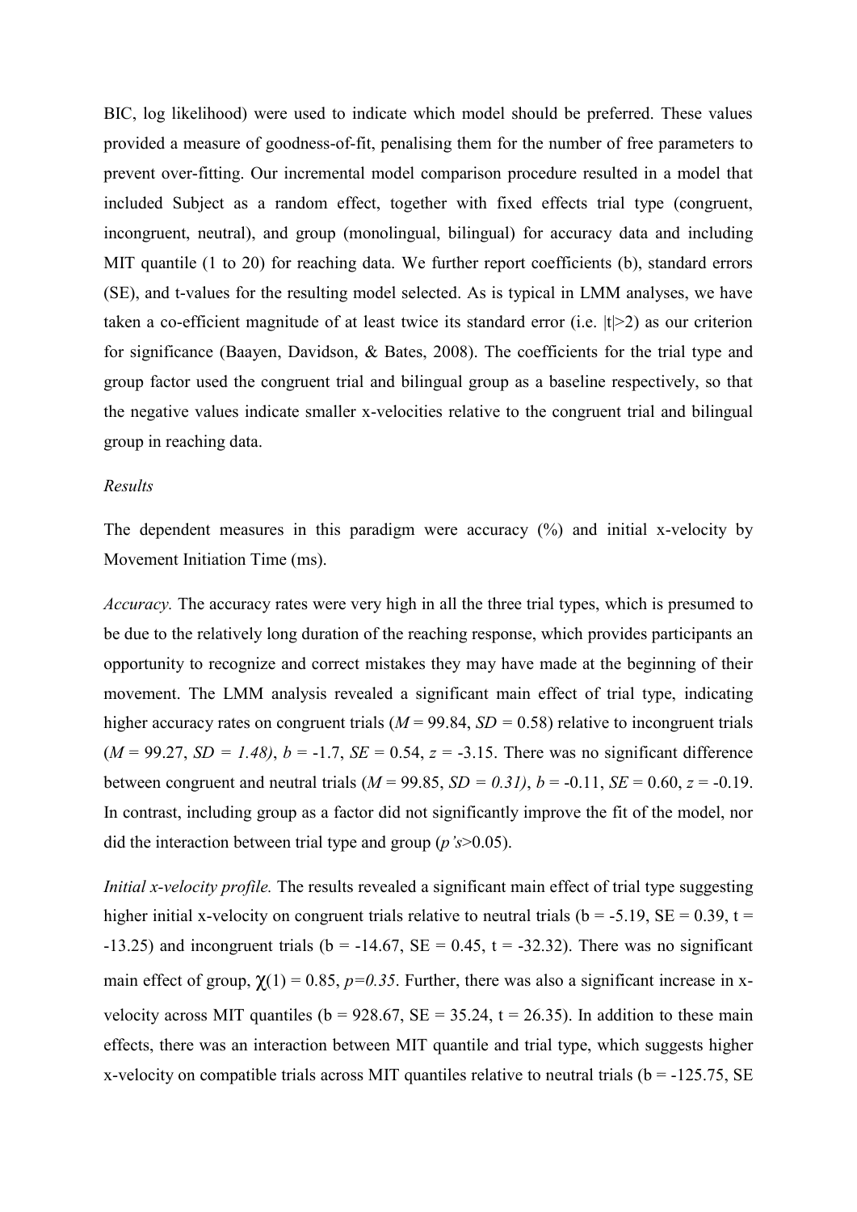BIC, log likelihood) were used to indicate which model should be preferred. These values provided a measure of goodness-of-fit, penalising them for the number of free parameters to prevent over-fitting. Our incremental model comparison procedure resulted in a model that included Subject as a random effect, together with fixed effects trial type (congruent, incongruent, neutral), and group (monolingual, bilingual) for accuracy data and including MIT quantile (1 to 20) for reaching data. We further report coefficients (b), standard errors (SE), and t-values for the resulting model selected. As is typical in LMM analyses, we have taken a co-efficient magnitude of at least twice its standard error (i.e. $|t|>2$) as our criterion for significance (Baayen, Davidson, & Bates, 2008). The coefficients for the trial type and group factor used the congruent trial and bilingual group as a baseline respectively, so that the negative values indicate smaller x-velocities relative to the congruent trial and bilingual group in reaching data.

*Results*

The dependent measures in this paradigm were accuracy (%) and initial x-velocity by Movement Initiation Time (ms).

*Accuracy.* The accuracy rates were very high in all the three trial types, which is presumed to be due to the relatively long duration of the reaching response, which provides participants an opportunity to recognize and correct mistakes they may have made at the beginning of their movement. The LMM analysis revealed a significant main effect of trial type, indicating higher accuracy rates on congruent trials ($M$ = 99.84, $SD$ = 0.58) relative to incongruent trials ($M$ = 99.27, $SD$ = 1.48), $b$ = -1.7, $SE$ = 0.54, $z$ = -3.15. There was no significant difference between congruent and neutral trials ($M$ = 99.85, $SD$ = 0.31), $b$ = -0.11, $SE$ = 0.60, $z$ = -0.19. In contrast, including group as a factor did not significantly improve the fit of the model, nor did the interaction between trial type and group ($p$'s>0.05).

*Initial x-velocity profile.* The results revealed a significant main effect of trial type suggesting higher initial x-velocity on congruent trials relative to neutral trials (b = -5.19, SE = 0.39, t = -13.25) and incongruent trials (b = -14.67, SE = 0.45, t = -32.32). There was no significant main effect of group, $\chi(1) = 0.85$, $p=0.35$. Further, there was also a significant increase in x-velocity across MIT quantiles (b = 928.67, SE = 35.24, t = 26.35). In addition to these main effects, there was an interaction between MIT quantile and trial type, which suggests higher x-velocity on compatible trials across MIT quantiles relative to neutral trials (b = -125.75, SE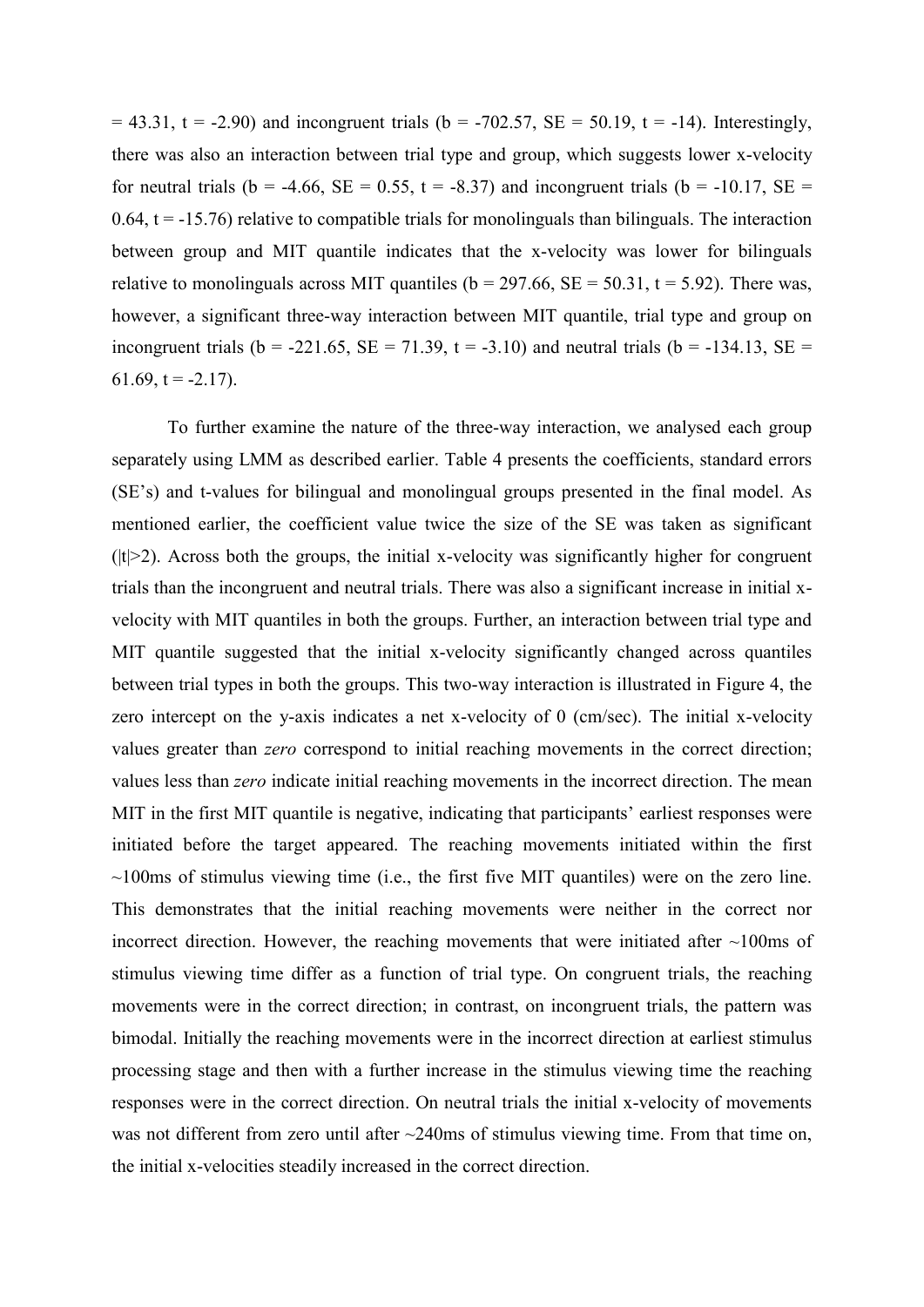= 43.31, t = -2.90) and incongruent trials (b = -702.57, SE = 50.19, t = -14). Interestingly, there was also an interaction between trial type and group, which suggests lower x-velocity for neutral trials (b = -4.66, SE = 0.55, t = -8.37) and incongruent trials (b = -10.17, SE = 0.64, t = -15.76) relative to compatible trials for monolinguals than bilinguals. The interaction between group and MIT quantile indicates that the x-velocity was lower for bilinguals relative to monolinguals across MIT quantiles (b = 297.66, SE = 50.31, t = 5.92). There was, however, a significant three-way interaction between MIT quantile, trial type and group on incongruent trials (b = -221.65, SE = 71.39, t = -3.10) and neutral trials (b = -134.13, SE = 61.69, t = -2.17).

To further examine the nature of the three-way interaction, we analysed each group separately using LMM as described earlier. Table 4 presents the coefficients, standard errors (SE's) and t-values for bilingual and monolingual groups presented in the final model. As mentioned earlier, the coefficient value twice the size of the SE was taken as significant ($|t|>2$). Across both the groups, the initial x-velocity was significantly higher for congruent trials than the incongruent and neutral trials. There was also a significant increase in initial x-velocity with MIT quantiles in both the groups. Further, an interaction between trial type and MIT quantile suggested that the initial x-velocity significantly changed across quantiles between trial types in both the groups. This two-way interaction is illustrated in Figure 4, the zero intercept on the y-axis indicates a net x-velocity of 0 (cm/sec). The initial x-velocity values greater than *zero* correspond to initial reaching movements in the correct direction; values less than *zero* indicate initial reaching movements in the incorrect direction. The mean MIT in the first MIT quantile is negative, indicating that participants' earliest responses were initiated before the target appeared. The reaching movements initiated within the first ~100ms of stimulus viewing time (i.e., the first five MIT quantiles) were on the zero line. This demonstrates that the initial reaching movements were neither in the correct nor incorrect direction. However, the reaching movements that were initiated after ~100ms of stimulus viewing time differ as a function of trial type. On congruent trials, the reaching movements were in the correct direction; in contrast, on incongruent trials, the pattern was bimodal. Initially the reaching movements were in the incorrect direction at earliest stimulus processing stage and then with a further increase in the stimulus viewing time the reaching responses were in the correct direction. On neutral trials the initial x-velocity of movements was not different from zero until after ~240ms of stimulus viewing time. From that time on, the initial x-velocities steadily increased in the correct direction.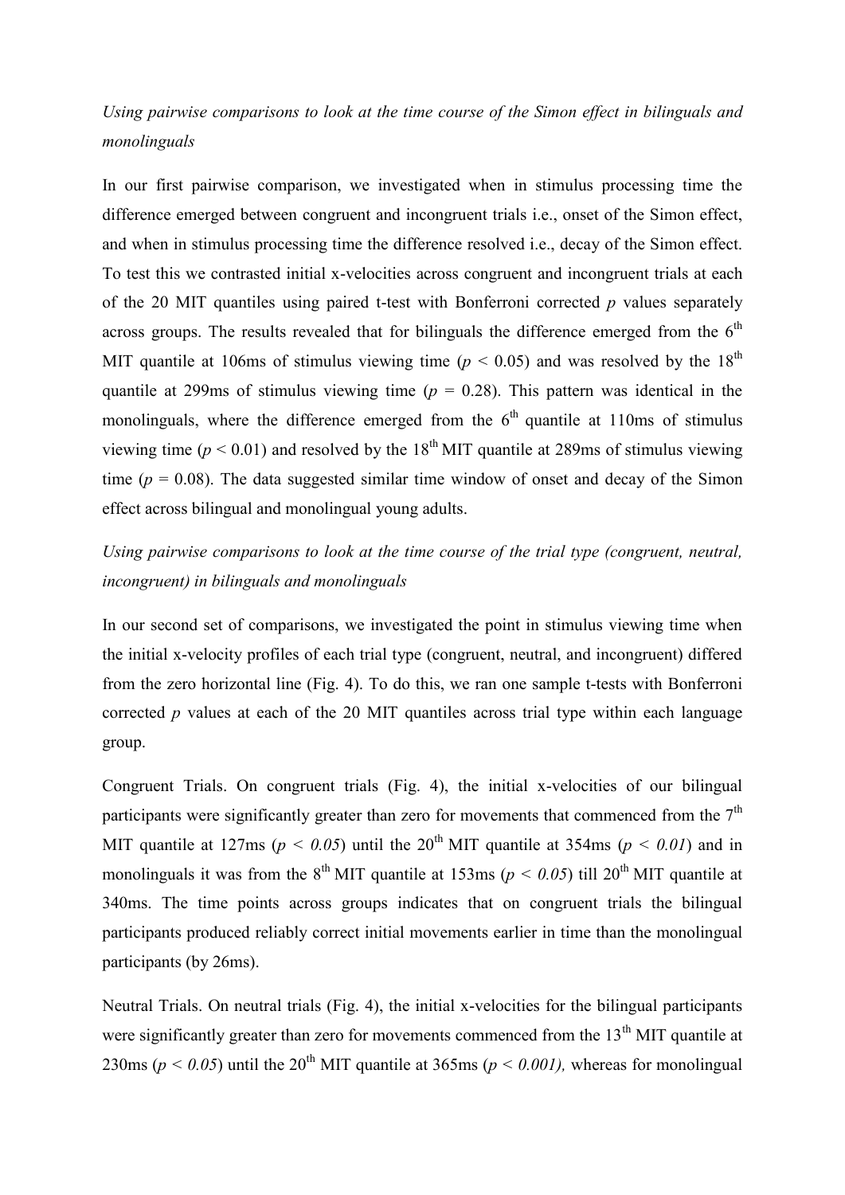*Using pairwise comparisons to look at the time course of the Simon effect in bilinguals and monolinguals*

In our first pairwise comparison, we investigated when in stimulus processing time the difference emerged between congruent and incongruent trials i.e., onset of the Simon effect, and when in stimulus processing time the difference resolved i.e., decay of the Simon effect. To test this we contrasted initial x-velocities across congruent and incongruent trials at each of the 20 MIT quantiles using paired t-test with Bonferroni corrected *p* values separately across groups. The results revealed that for bilinguals the difference emerged from the 6th MIT quantile at 106ms of stimulus viewing time ($p < 0.05$) and was resolved by the 18th quantile at 299ms of stimulus viewing time ($p = 0.28$). This pattern was identical in the monolinguals, where the difference emerged from the 6th quantile at 110ms of stimulus viewing time ($p < 0.01$) and resolved by the 18th MIT quantile at 289ms of stimulus viewing time ($p = 0.08$). The data suggested similar time window of onset and decay of the Simon effect across bilingual and monolingual young adults.

*Using pairwise comparisons to look at the time course of the trial type (congruent, neutral, incongruent) in bilinguals and monolinguals*

In our second set of comparisons, we investigated the point in stimulus viewing time when the initial x-velocity profiles of each trial type (congruent, neutral, and incongruent) differed from the zero horizontal line (Fig. 4). To do this, we ran one sample t-tests with Bonferroni corrected *p* values at each of the 20 MIT quantiles across trial type within each language group.

Congruent Trials. On congruent trials (Fig. 4), the initial x-velocities of our bilingual participants were significantly greater than zero for movements that commenced from the 7th MIT quantile at 127ms ($p < 0.05$) until the 20th MIT quantile at 354ms ($p < 0.01$) and in monolinguals it was from the 8th MIT quantile at 153ms ($p < 0.05$) till 20th MIT quantile at 340ms. The time points across groups indicates that on congruent trials the bilingual participants produced reliably correct initial movements earlier in time than the monolingual participants (by 26ms).

Neutral Trials. On neutral trials (Fig. 4), the initial x-velocities for the bilingual participants were significantly greater than zero for movements commenced from the 13th MIT quantile at 230ms ($p < 0.05$) until the 20th MIT quantile at 365ms ($p < 0.001$), whereas for monolingual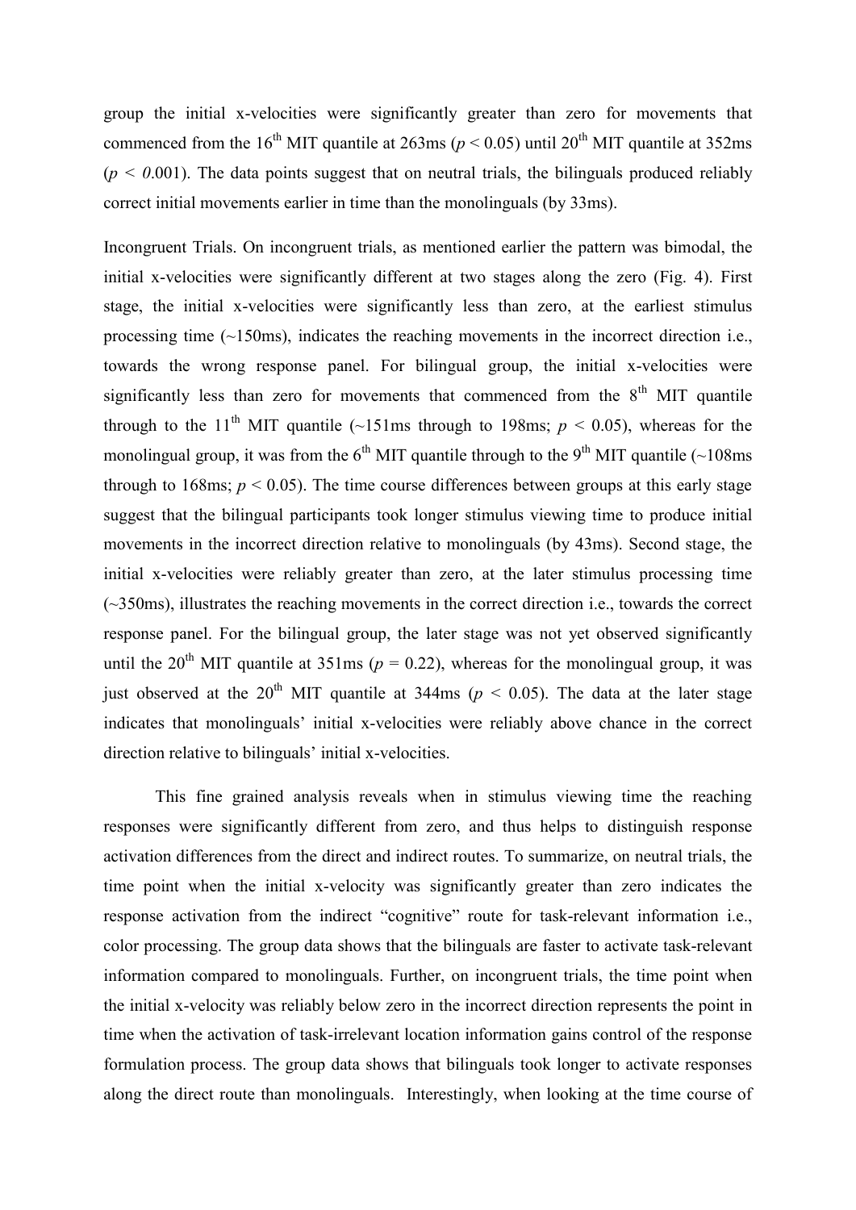group the initial x-velocities were significantly greater than zero for movements that commenced from the 16th MIT quantile at 263ms ($p < 0.05$) until 20th MIT quantile at 352ms ($p < 0.001$). The data points suggest that on neutral trials, the bilinguals produced reliably correct initial movements earlier in time than the monolinguals (by 33ms).

Incongruent Trials. On incongruent trials, as mentioned earlier the pattern was bimodal, the initial x-velocities were significantly different at two stages along the zero (Fig. 4). First stage, the initial x-velocities were significantly less than zero, at the earliest stimulus processing time (~150ms), indicates the reaching movements in the incorrect direction i.e., towards the wrong response panel. For bilingual group, the initial x-velocities were significantly less than zero for movements that commenced from the 8th MIT quantile through to the 11th MIT quantile (~151ms through to 198ms; $p < 0.05$), whereas for the monolingual group, it was from the 6th MIT quantile through to the 9th MIT quantile (~108ms through to 168ms; $p < 0.05$). The time course differences between groups at this early stage suggest that the bilingual participants took longer stimulus viewing time to produce initial movements in the incorrect direction relative to monolinguals (by 43ms). Second stage, the initial x-velocities were reliably greater than zero, at the later stimulus processing time (~350ms), illustrates the reaching movements in the correct direction i.e., towards the correct response panel. For the bilingual group, the later stage was not yet observed significantly until the 20th MIT quantile at 351ms ($p = 0.22$), whereas for the monolingual group, it was just observed at the 20th MIT quantile at 344ms ($p < 0.05$). The data at the later stage indicates that monolinguals' initial x-velocities were reliably above chance in the correct direction relative to bilinguals' initial x-velocities.

This fine grained analysis reveals when in stimulus viewing time the reaching responses were significantly different from zero, and thus helps to distinguish response activation differences from the direct and indirect routes. To summarize, on neutral trials, the time point when the initial x-velocity was significantly greater than zero indicates the response activation from the indirect "cognitive" route for task-relevant information i.e., color processing. The group data shows that the bilinguals are faster to activate task-relevant information compared to monolinguals. Further, on incongruent trials, the time point when the initial x-velocity was reliably below zero in the incorrect direction represents the point in time when the activation of task-irrelevant location information gains control of the response formulation process. The group data shows that bilinguals took longer to activate responses along the direct route than monolinguals. Interestingly, when looking at the time course of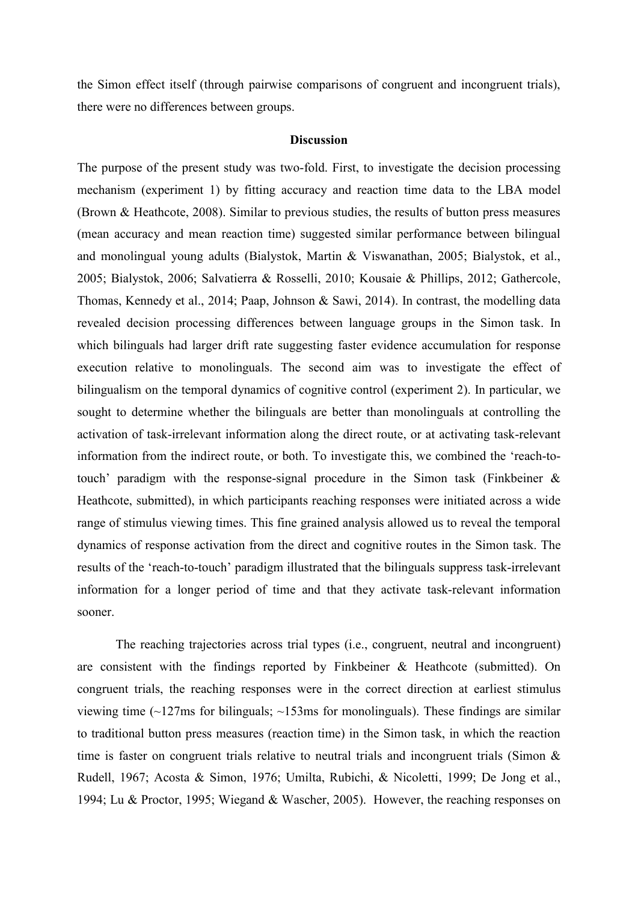the Simon effect itself (through pairwise comparisons of congruent and incongruent trials), there were no differences between groups.

## Discussion

The purpose of the present study was two-fold. First, to investigate the decision processing mechanism (experiment 1) by fitting accuracy and reaction time data to the LBA model (Brown & Heathcote, 2008). Similar to previous studies, the results of button press measures (mean accuracy and mean reaction time) suggested similar performance between bilingual and monolingual young adults (Bialystok, Martin & Viswanathan, 2005; Bialystok, et al., 2005; Bialystok, 2006; Salvatierra & Rosselli, 2010; Kousaie & Phillips, 2012; Gathercole, Thomas, Kennedy et al., 2014; Paap, Johnson & Sawi, 2014). In contrast, the modelling data revealed decision processing differences between language groups in the Simon task. In which bilinguals had larger drift rate suggesting faster evidence accumulation for response execution relative to monolinguals. The second aim was to investigate the effect of bilingualism on the temporal dynamics of cognitive control (experiment 2). In particular, we sought to determine whether the bilinguals are better than monolinguals at controlling the activation of task-irrelevant information along the direct route, or at activating task-relevant information from the indirect route, or both. To investigate this, we combined the 'reach-to-touch' paradigm with the response-signal procedure in the Simon task (Finkbeiner & Heathcote, submitted), in which participants reaching responses were initiated across a wide range of stimulus viewing times. This fine grained analysis allowed us to reveal the temporal dynamics of response activation from the direct and cognitive routes in the Simon task. The results of the 'reach-to-touch' paradigm illustrated that the bilinguals suppress task-irrelevant information for a longer period of time and that they activate task-relevant information sooner.

The reaching trajectories across trial types (i.e., congruent, neutral and incongruent) are consistent with the findings reported by Finkbeiner & Heathcote (submitted). On congruent trials, the reaching responses were in the correct direction at earliest stimulus viewing time (~127ms for bilinguals; ~153ms for monolinguals). These findings are similar to traditional button press measures (reaction time) in the Simon task, in which the reaction time is faster on congruent trials relative to neutral trials and incongruent trials (Simon & Rudell, 1967; Acosta & Simon, 1976; Umilta, Rubichi, & Nicoletti, 1999; De Jong et al., 1994; Lu & Proctor, 1995; Wiegand & Wascher, 2005). However, the reaching responses on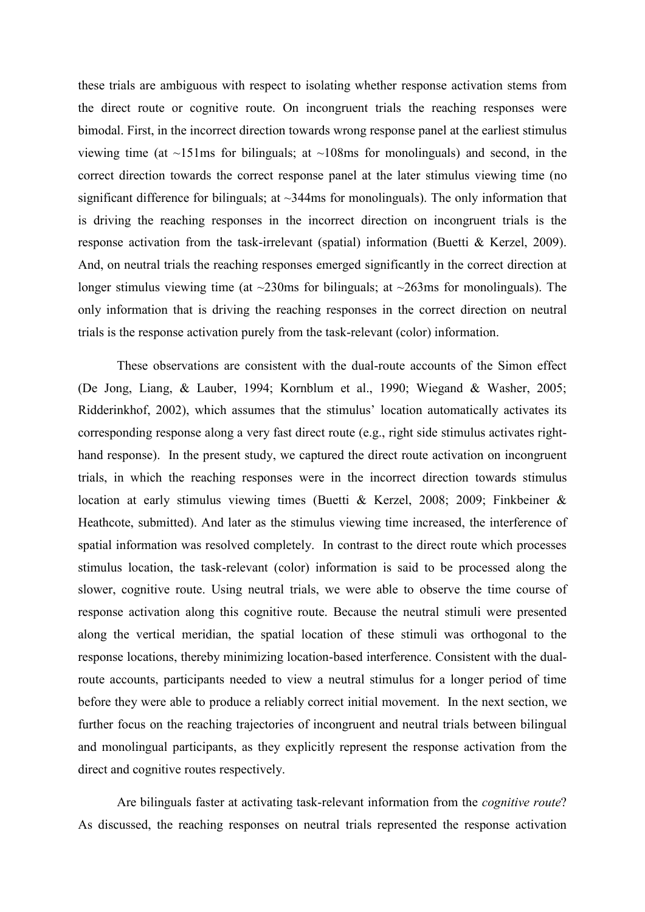these trials are ambiguous with respect to isolating whether response activation stems from the direct route or cognitive route. On incongruent trials the reaching responses were bimodal. First, in the incorrect direction towards wrong response panel at the earliest stimulus viewing time (at ~151ms for bilinguals; at ~108ms for monolinguals) and second, in the correct direction towards the correct response panel at the later stimulus viewing time (no significant difference for bilinguals; at ~344ms for monolinguals). The only information that is driving the reaching responses in the incorrect direction on incongruent trials is the response activation from the task-irrelevant (spatial) information (Buetti & Kerzel, 2009). And, on neutral trials the reaching responses emerged significantly in the correct direction at longer stimulus viewing time (at ~230ms for bilinguals; at ~263ms for monolinguals). The only information that is driving the reaching responses in the correct direction on neutral trials is the response activation purely from the task-relevant (color) information.

These observations are consistent with the dual-route accounts of the Simon effect (De Jong, Liang, & Lauber, 1994; Kornblum et al., 1990; Wiegand & Washer, 2005; Ridderinkhof, 2002), which assumes that the stimulus' location automatically activates its corresponding response along a very fast direct route (e.g., right side stimulus activates right-hand response). In the present study, we captured the direct route activation on incongruent trials, in which the reaching responses were in the incorrect direction towards stimulus location at early stimulus viewing times (Buetti & Kerzel, 2008; 2009; Finkbeiner & Heathcote, submitted). And later as the stimulus viewing time increased, the interference of spatial information was resolved completely. In contrast to the direct route which processes stimulus location, the task-relevant (color) information is said to be processed along the slower, cognitive route. Using neutral trials, we were able to observe the time course of response activation along this cognitive route. Because the neutral stimuli were presented along the vertical meridian, the spatial location of these stimuli was orthogonal to the response locations, thereby minimizing location-based interference. Consistent with the dual-route accounts, participants needed to view a neutral stimulus for a longer period of time before they were able to produce a reliably correct initial movement. In the next section, we further focus on the reaching trajectories of incongruent and neutral trials between bilingual and monolingual participants, as they explicitly represent the response activation from the direct and cognitive routes respectively.

Are bilinguals faster at activating task-relevant information from the *cognitive route*? As discussed, the reaching responses on neutral trials represented the response activation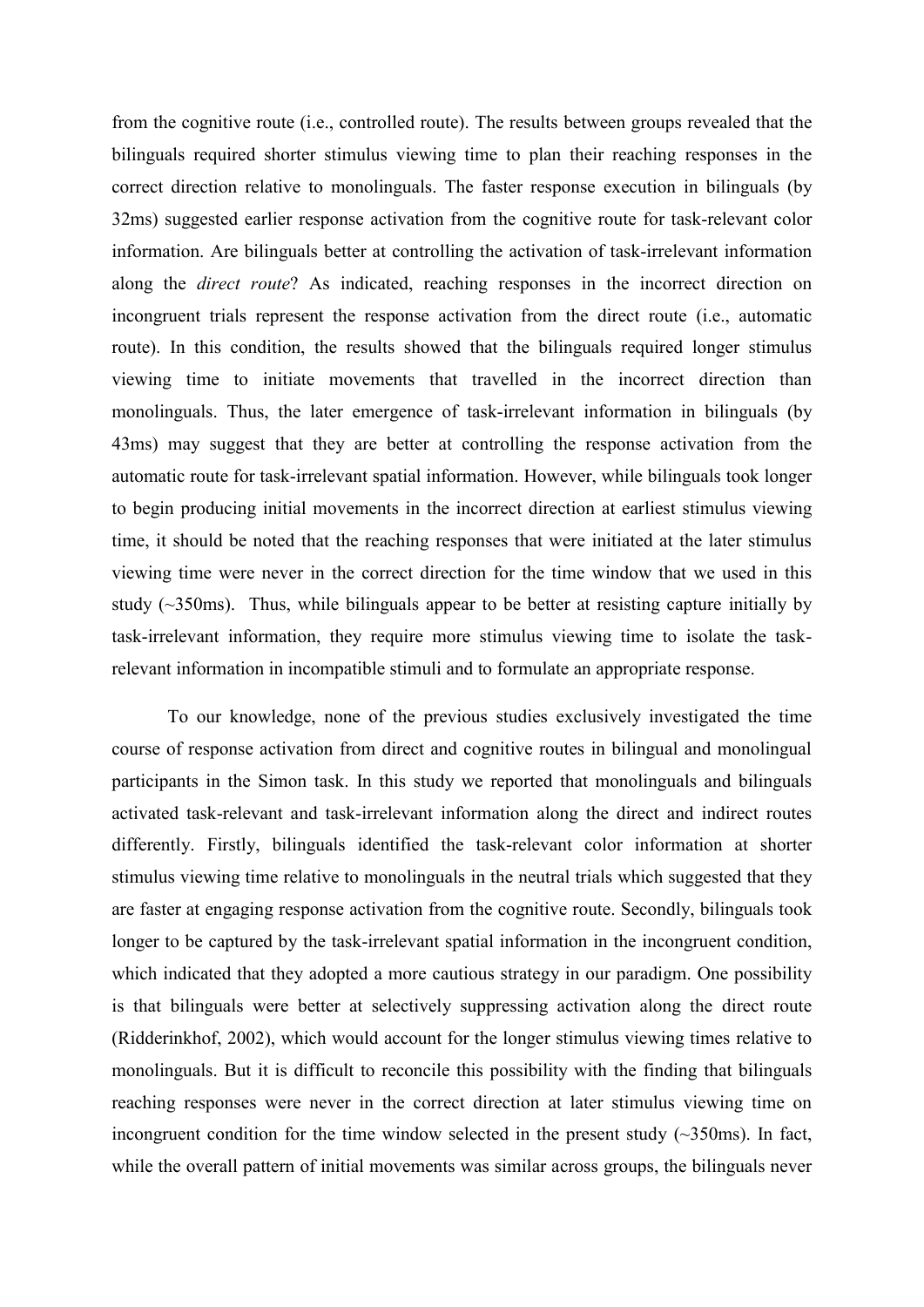from the cognitive route (i.e., controlled route). The results between groups revealed that the bilinguals required shorter stimulus viewing time to plan their reaching responses in the correct direction relative to monolinguals. The faster response execution in bilinguals (by 32ms) suggested earlier response activation from the cognitive route for task-relevant color information. Are bilinguals better at controlling the activation of task-irrelevant information along the *direct route*? As indicated, reaching responses in the incorrect direction on incongruent trials represent the response activation from the direct route (i.e., automatic route). In this condition, the results showed that the bilinguals required longer stimulus viewing time to initiate movements that travelled in the incorrect direction than monolinguals. Thus, the later emergence of task-irrelevant information in bilinguals (by 43ms) may suggest that they are better at controlling the response activation from the automatic route for task-irrelevant spatial information. However, while bilinguals took longer to begin producing initial movements in the incorrect direction at earliest stimulus viewing time, it should be noted that the reaching responses that were initiated at the later stimulus viewing time were never in the correct direction for the time window that we used in this study (~350ms). Thus, while bilinguals appear to be better at resisting capture initially by task-irrelevant information, they require more stimulus viewing time to isolate the task-relevant information in incompatible stimuli and to formulate an appropriate response.

To our knowledge, none of the previous studies exclusively investigated the time course of response activation from direct and cognitive routes in bilingual and monolingual participants in the Simon task. In this study we reported that monolinguals and bilinguals activated task-relevant and task-irrelevant information along the direct and indirect routes differently. Firstly, bilinguals identified the task-relevant color information at shorter stimulus viewing time relative to monolinguals in the neutral trials which suggested that they are faster at engaging response activation from the cognitive route. Secondly, bilinguals took longer to be captured by the task-irrelevant spatial information in the incongruent condition, which indicated that they adopted a more cautious strategy in our paradigm. One possibility is that bilinguals were better at selectively suppressing activation along the direct route (Ridderinkhof, 2002), which would account for the longer stimulus viewing times relative to monolinguals. But it is difficult to reconcile this possibility with the finding that bilinguals reaching responses were never in the correct direction at later stimulus viewing time on incongruent condition for the time window selected in the present study (~350ms). In fact, while the overall pattern of initial movements was similar across groups, the bilinguals never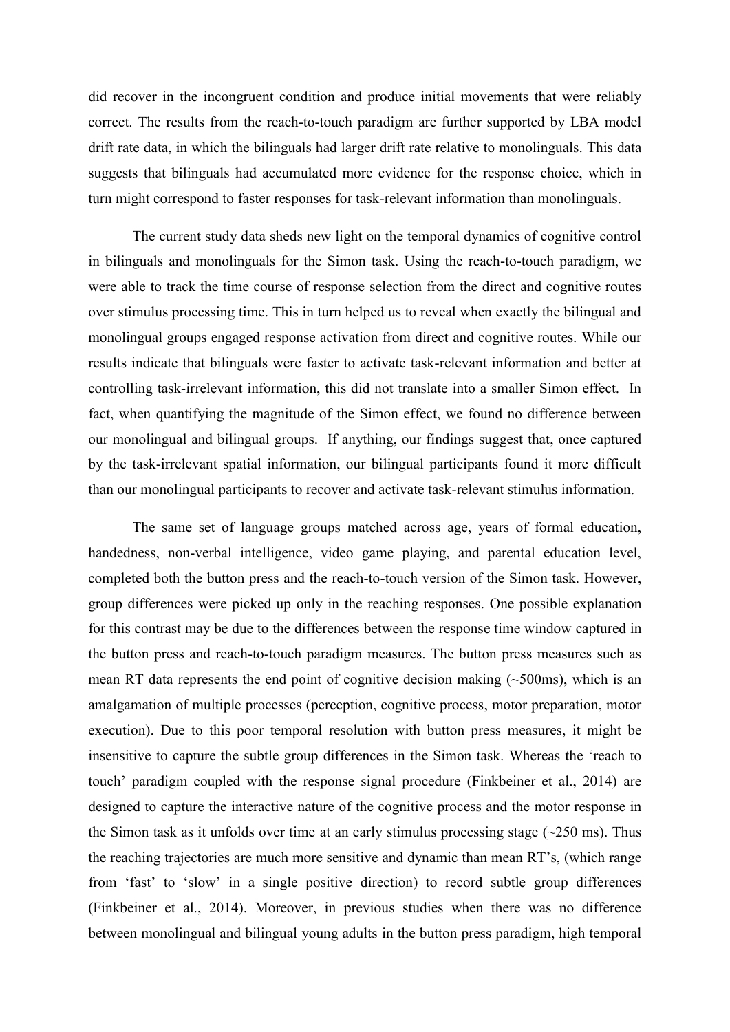did recover in the incongruent condition and produce initial movements that were reliably correct. The results from the reach-to-touch paradigm are further supported by LBA model drift rate data, in which the bilinguals had larger drift rate relative to monolinguals. This data suggests that bilinguals had accumulated more evidence for the response choice, which in turn might correspond to faster responses for task-relevant information than monolinguals.

The current study data sheds new light on the temporal dynamics of cognitive control in bilinguals and monolinguals for the Simon task. Using the reach-to-touch paradigm, we were able to track the time course of response selection from the direct and cognitive routes over stimulus processing time. This in turn helped us to reveal when exactly the bilingual and monolingual groups engaged response activation from direct and cognitive routes. While our results indicate that bilinguals were faster to activate task-relevant information and better at controlling task-irrelevant information, this did not translate into a smaller Simon effect. In fact, when quantifying the magnitude of the Simon effect, we found no difference between our monolingual and bilingual groups. If anything, our findings suggest that, once captured by the task-irrelevant spatial information, our bilingual participants found it more difficult than our monolingual participants to recover and activate task-relevant stimulus information.

The same set of language groups matched across age, years of formal education, handedness, non-verbal intelligence, video game playing, and parental education level, completed both the button press and the reach-to-touch version of the Simon task. However, group differences were picked up only in the reaching responses. One possible explanation for this contrast may be due to the differences between the response time window captured in the button press and reach-to-touch paradigm measures. The button press measures such as mean RT data represents the end point of cognitive decision making (~500ms), which is an amalgamation of multiple processes (perception, cognitive process, motor preparation, motor execution). Due to this poor temporal resolution with button press measures, it might be insensitive to capture the subtle group differences in the Simon task. Whereas the 'reach to touch' paradigm coupled with the response signal procedure (Finkbeiner et al., 2014) are designed to capture the interactive nature of the cognitive process and the motor response in the Simon task as it unfolds over time at an early stimulus processing stage (~250 ms). Thus the reaching trajectories are much more sensitive and dynamic than mean RT's, (which range from 'fast' to 'slow' in a single positive direction) to record subtle group differences (Finkbeiner et al., 2014). Moreover, in previous studies when there was no difference between monolingual and bilingual young adults in the button press paradigm, high temporal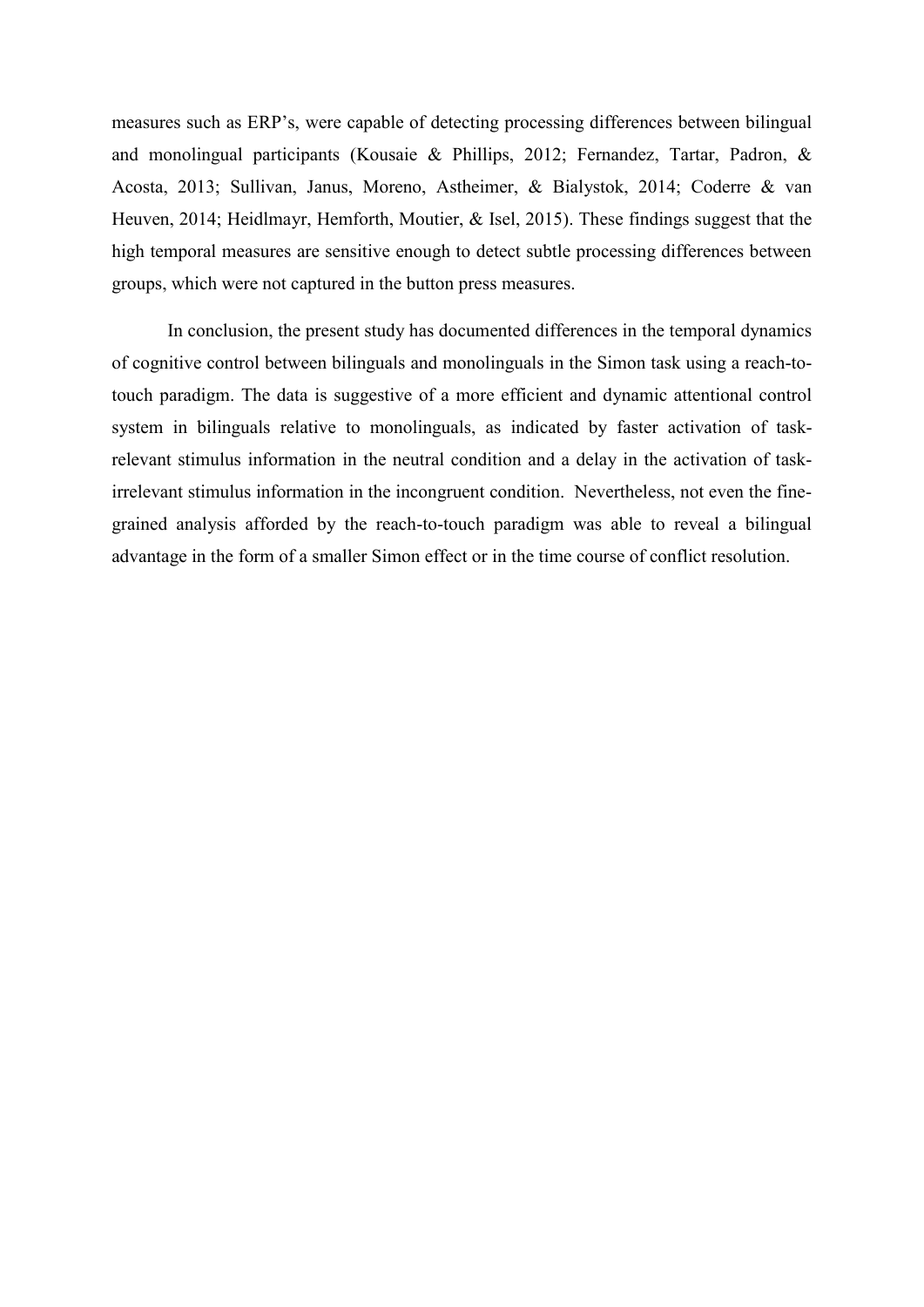measures such as ERP's, were capable of detecting processing differences between bilingual and monolingual participants (Kousaie & Phillips, 2012; Fernandez, Tartar, Padron, & Acosta, 2013; Sullivan, Janus, Moreno, Astheimer, & Bialystok, 2014; Coderre & van Heuven, 2014; Heidlmayr, Hemforth, Moutier, & Isel, 2015). These findings suggest that the high temporal measures are sensitive enough to detect subtle processing differences between groups, which were not captured in the button press measures.

In conclusion, the present study has documented differences in the temporal dynamics of cognitive control between bilinguals and monolinguals in the Simon task using a reach-to-touch paradigm. The data is suggestive of a more efficient and dynamic attentional control system in bilinguals relative to monolinguals, as indicated by faster activation of task-relevant stimulus information in the neutral condition and a delay in the activation of task-irrelevant stimulus information in the incongruent condition. Nevertheless, not even the fine-grained analysis afforded by the reach-to-touch paradigm was able to reveal a bilingual advantage in the form of a smaller Simon effect or in the time course of conflict resolution.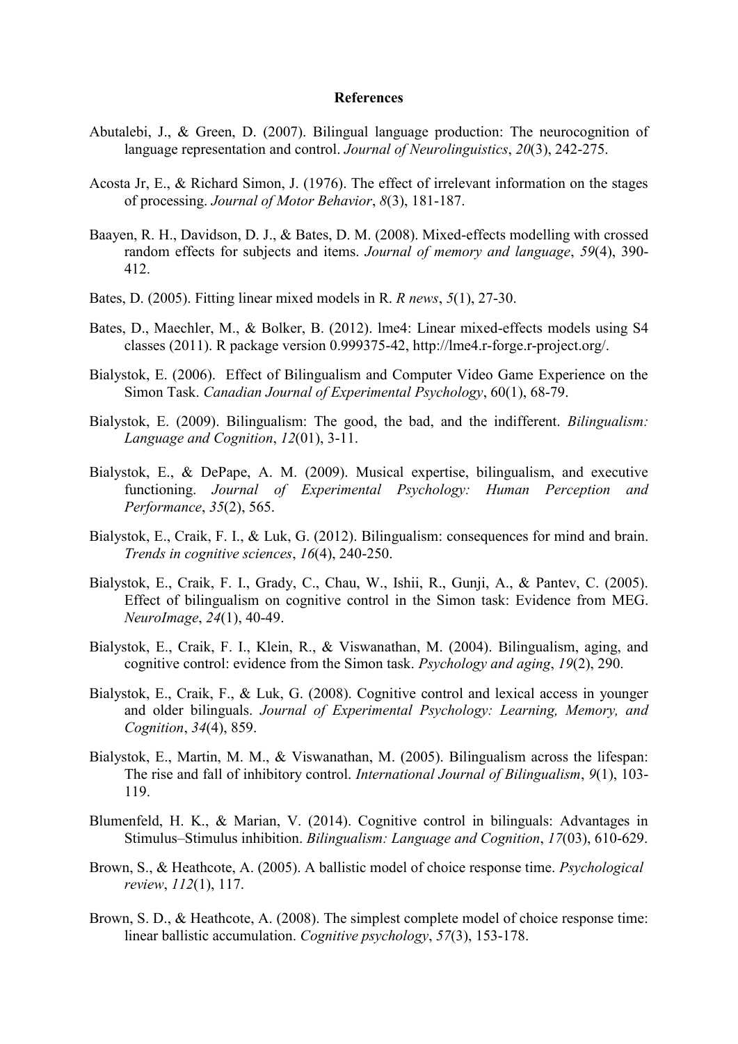**References**

Abutalebi, J., & Green, D. (2007). Bilingual language production: The neurocognition of language representation and control. *Journal of Neurolinguistics*, *20*(3), 242-275.

Acosta Jr, E., & Richard Simon, J. (1976). The effect of irrelevant information on the stages of processing. *Journal of Motor Behavior*, *8*(3), 181-187.

Baayen, R. H., Davidson, D. J., & Bates, D. M. (2008). Mixed-effects modelling with crossed random effects for subjects and items. *Journal of memory and language*, *59*(4), 390-412.

Bates, D. (2005). Fitting linear mixed models in R. *R news*, *5*(1), 27-30.

Bates, D., Maechler, M., & Bolker, B. (2012). lme4: Linear mixed-effects models using S4 classes (2011). R package version 0.999375-42, http://lme4.r-forge.r-project.org/.

Bialystok, E. (2006). Effect of Bilingualism and Computer Video Game Experience on the Simon Task. *Canadian Journal of Experimental Psychology*, 60(1), 68-79.

Bialystok, E. (2009). Bilingualism: The good, the bad, and the indifferent. *Bilingualism: Language and Cognition*, *12*(01), 3-11.

Bialystok, E., & DePape, A. M. (2009). Musical expertise, bilingualism, and executive functioning. *Journal of Experimental Psychology: Human Perception and Performance*, *35*(2), 565.

Bialystok, E., Craik, F. I., & Luk, G. (2012). Bilingualism: consequences for mind and brain. *Trends in cognitive sciences*, *16*(4), 240-250.

Bialystok, E., Craik, F. I., Grady, C., Chau, W., Ishii, R., Gunji, A., & Pantev, C. (2005). Effect of bilingualism on cognitive control in the Simon task: Evidence from MEG. *NeuroImage*, *24*(1), 40-49.

Bialystok, E., Craik, F. I., Klein, R., & Viswanathan, M. (2004). Bilingualism, aging, and cognitive control: evidence from the Simon task. *Psychology and aging*, *19*(2), 290.

Bialystok, E., Craik, F., & Luk, G. (2008). Cognitive control and lexical access in younger and older bilinguals. *Journal of Experimental Psychology: Learning, Memory, and Cognition*, *34*(4), 859.

Bialystok, E., Martin, M. M., & Viswanathan, M. (2005). Bilingualism across the lifespan: The rise and fall of inhibitory control. *International Journal of Bilingualism*, *9*(1), 103-119.

Blumenfeld, H. K., & Marian, V. (2014). Cognitive control in bilinguals: Advantages in Stimulus–Stimulus inhibition. *Bilingualism: Language and Cognition*, *17*(03), 610-629.

Brown, S., & Heathcote, A. (2005). A ballistic model of choice response time. *Psychological review*, *112*(1), 117.

Brown, S. D., & Heathcote, A. (2008). The simplest complete model of choice response time: linear ballistic accumulation. *Cognitive psychology*, *57*(3), 153-178.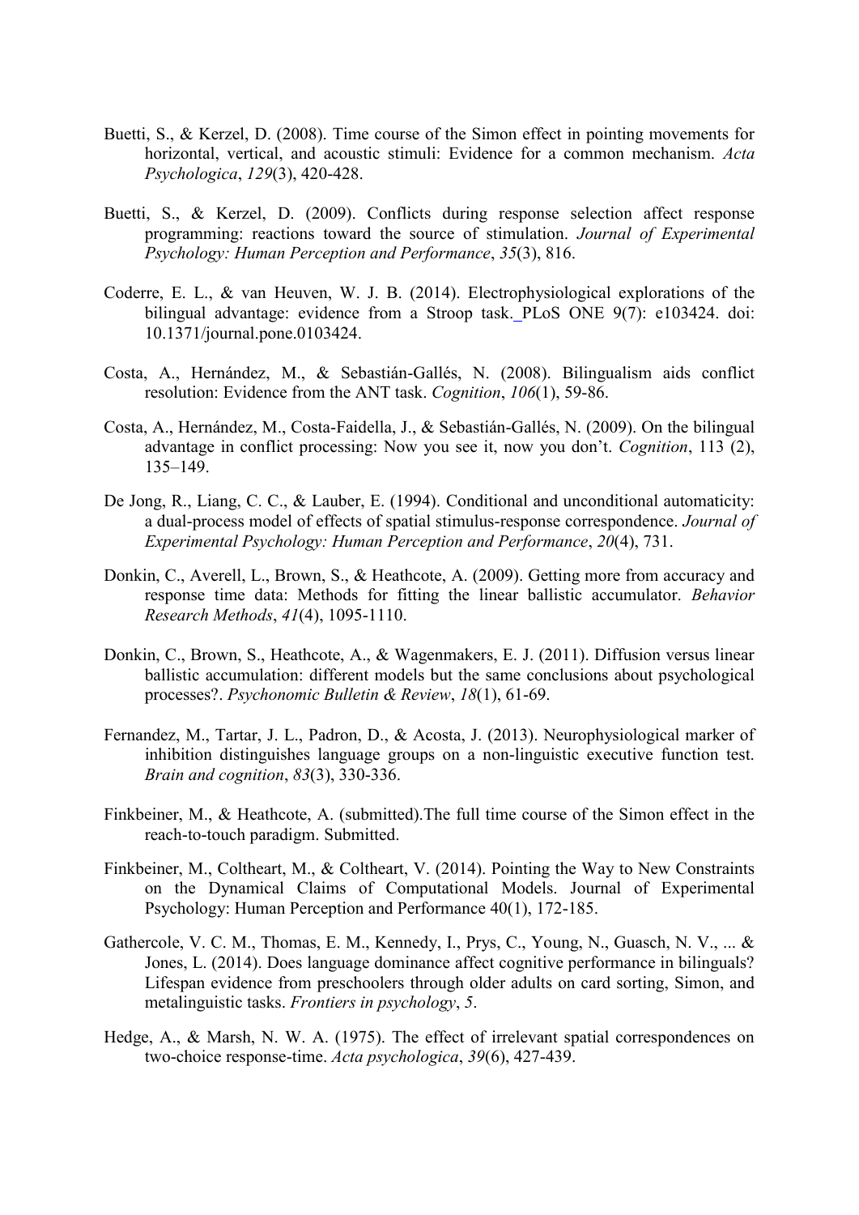Buetti, S., & Kerzel, D. (2008). Time course of the Simon effect in pointing movements for horizontal, vertical, and acoustic stimuli: Evidence for a common mechanism. *Acta Psychologica*, *129*(3), 420-428.

Buetti, S., & Kerzel, D. (2009). Conflicts during response selection affect response programming: reactions toward the source of stimulation. *Journal of Experimental Psychology: Human Perception and Performance*, *35*(3), 816.

Coderre, E. L., & van Heuven, W. J. B. (2014). Electrophysiological explorations of the bilingual advantage: evidence from a Stroop task. PLoS ONE 9(7): e103424. doi: 10.1371/journal.pone.0103424.

Costa, A., Hernández, M., & Sebastián-Gallés, N. (2008). Bilingualism aids conflict resolution: Evidence from the ANT task. *Cognition*, *106*(1), 59-86.

Costa, A., Hernández, M., Costa-Faidella, J., & Sebastián-Gallés, N. (2009). On the bilingual advantage in conflict processing: Now you see it, now you don't. *Cognition*, 113 (2), 135–149.

De Jong, R., Liang, C. C., & Lauber, E. (1994). Conditional and unconditional automaticity: a dual-process model of effects of spatial stimulus-response correspondence. *Journal of Experimental Psychology: Human Perception and Performance*, *20*(4), 731.

Donkin, C., Averell, L., Brown, S., & Heathcote, A. (2009). Getting more from accuracy and response time data: Methods for fitting the linear ballistic accumulator. *Behavior Research Methods*, *41*(4), 1095-1110.

Donkin, C., Brown, S., Heathcote, A., & Wagenmakers, E. J. (2011). Diffusion versus linear ballistic accumulation: different models but the same conclusions about psychological processes?. *Psychonomic Bulletin & Review*, *18*(1), 61-69.

Fernandez, M., Tartar, J. L., Padron, D., & Acosta, J. (2013). Neurophysiological marker of inhibition distinguishes language groups on a non-linguistic executive function test. *Brain and cognition*, *83*(3), 330-336.

Finkbeiner, M., & Heathcote, A. (submitted).The full time course of the Simon effect in the reach-to-touch paradigm. Submitted.

Finkbeiner, M., Coltheart, M., & Coltheart, V. (2014). Pointing the Way to New Constraints on the Dynamical Claims of Computational Models. Journal of Experimental Psychology: Human Perception and Performance 40(1), 172-185.

Gathercole, V. C. M., Thomas, E. M., Kennedy, I., Prys, C., Young, N., Guasch, N. V., ... & Jones, L. (2014). Does language dominance affect cognitive performance in bilinguals? Lifespan evidence from preschoolers through older adults on card sorting, Simon, and metalinguistic tasks. *Frontiers in psychology*, *5*.

Hedge, A., & Marsh, N. W. A. (1975). The effect of irrelevant spatial correspondences on two-choice response-time. *Acta psychologica*, *39*(6), 427-439.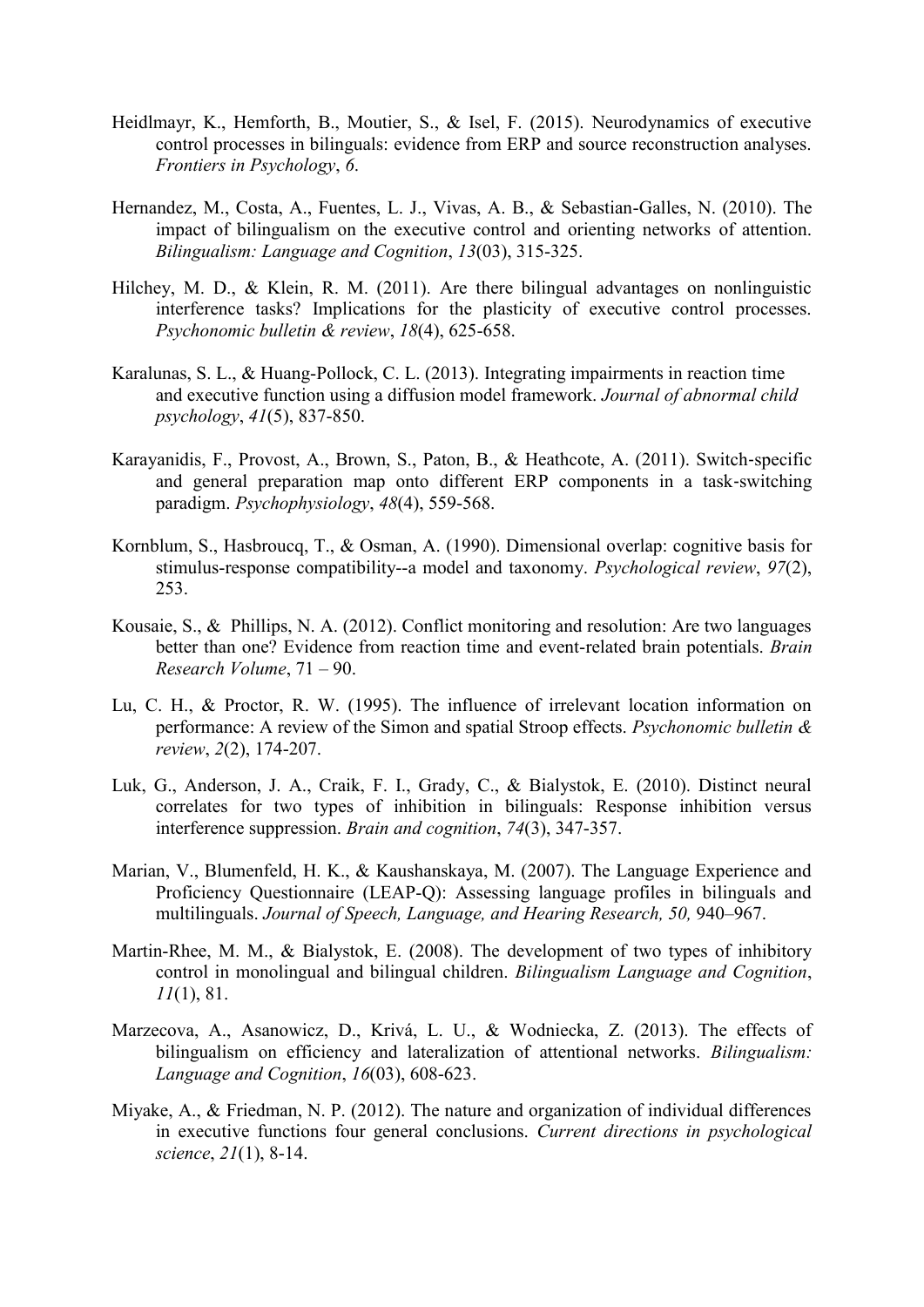Heidlmayr, K., Hemforth, B., Moutier, S., & Isel, F. (2015). Neurodynamics of executive control processes in bilinguals: evidence from ERP and source reconstruction analyses. *Frontiers in Psychology*, *6*.

Hernandez, M., Costa, A., Fuentes, L. J., Vivas, A. B., & Sebastian-Galles, N. (2010). The impact of bilingualism on the executive control and orienting networks of attention. *Bilingualism: Language and Cognition*, *13*(03), 315-325.

Hilchey, M. D., & Klein, R. M. (2011). Are there bilingual advantages on nonlinguistic interference tasks? Implications for the plasticity of executive control processes. *Psychonomic bulletin & review*, *18*(4), 625-658.

Karalunas, S. L., & Huang-Pollock, C. L. (2013). Integrating impairments in reaction time and executive function using a diffusion model framework. *Journal of abnormal child psychology*, *41*(5), 837-850.

Karayanidis, F., Provost, A., Brown, S., Paton, B., & Heathcote, A. (2011). Switch-specific and general preparation map onto different ERP components in a task-switching paradigm. *Psychophysiology*, *48*(4), 559-568.

Kornblum, S., Hasbroucq, T., & Osman, A. (1990). Dimensional overlap: cognitive basis for stimulus-response compatibility--a model and taxonomy. *Psychological review*, *97*(2), 253.

Kousaie, S., & Phillips, N. A. (2012). Conflict monitoring and resolution: Are two languages better than one? Evidence from reaction time and event-related brain potentials. *Brain Research Volume*, 71 – 90.

Lu, C. H., & Proctor, R. W. (1995). The influence of irrelevant location information on performance: A review of the Simon and spatial Stroop effects. *Psychonomic bulletin & review*, *2*(2), 174-207.

Luk, G., Anderson, J. A., Craik, F. I., Grady, C., & Bialystok, E. (2010). Distinct neural correlates for two types of inhibition in bilinguals: Response inhibition versus interference suppression. *Brain and cognition*, *74*(3), 347-357.

Marian, V., Blumenfeld, H. K., & Kaushanskaya, M. (2007). The Language Experience and Proficiency Questionnaire (LEAP-Q): Assessing language profiles in bilinguals and multilinguals. *Journal of Speech, Language, and Hearing Research, 50,* 940–967.

Martin-Rhee, M. M., & Bialystok, E. (2008). The development of two types of inhibitory control in monolingual and bilingual children. *Bilingualism Language and Cognition*, *11*(1), 81.

Marzecova, A., Asanowicz, D., Krivá, L. U., & Wodniecka, Z. (2013). The effects of bilingualism on efficiency and lateralization of attentional networks. *Bilingualism: Language and Cognition*, *16*(03), 608-623.

Miyake, A., & Friedman, N. P. (2012). The nature and organization of individual differences in executive functions four general conclusions. *Current directions in psychological science*, *21*(1), 8-14.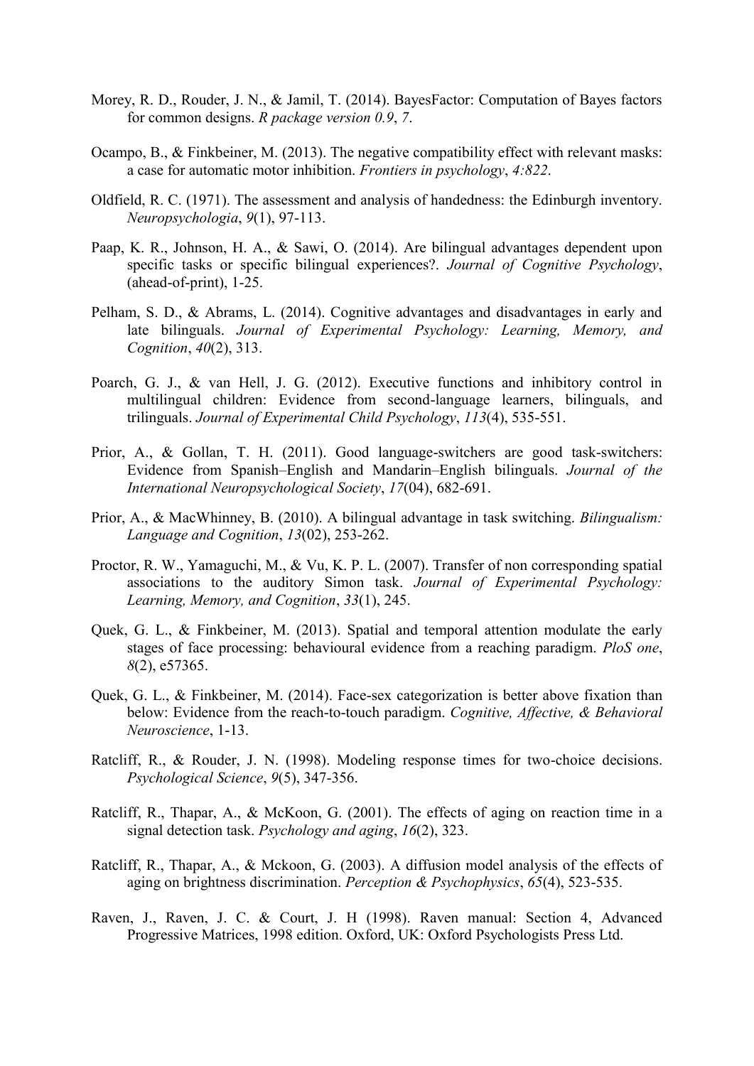Morey, R. D., Rouder, J. N., & Jamil, T. (2014). BayesFactor: Computation of Bayes factors for common designs. *R package version 0.9*, *7*.

Ocampo, B., & Finkbeiner, M. (2013). The negative compatibility effect with relevant masks: a case for automatic motor inhibition. *Frontiers in psychology*, *4:822*.

Oldfield, R. C. (1971). The assessment and analysis of handedness: the Edinburgh inventory. *Neuropsychologia*, *9*(1), 97-113.

Paap, K. R., Johnson, H. A., & Sawi, O. (2014). Are bilingual advantages dependent upon specific tasks or specific bilingual experiences?. *Journal of Cognitive Psychology*, (ahead-of-print), 1-25.

Pelham, S. D., & Abrams, L. (2014). Cognitive advantages and disadvantages in early and late bilinguals. *Journal of Experimental Psychology: Learning, Memory, and Cognition*, *40*(2), 313.

Poarch, G. J., & van Hell, J. G. (2012). Executive functions and inhibitory control in multilingual children: Evidence from second-language learners, bilinguals, and trilinguals. *Journal of Experimental Child Psychology*, *113*(4), 535-551.

Prior, A., & Gollan, T. H. (2011). Good language-switchers are good task-switchers: Evidence from Spanish–English and Mandarin–English bilinguals. *Journal of the International Neuropsychological Society*, *17*(04), 682-691.

Prior, A., & MacWhinney, B. (2010). A bilingual advantage in task switching. *Bilingualism: Language and Cognition*, *13*(02), 253-262.

Proctor, R. W., Yamaguchi, M., & Vu, K. P. L. (2007). Transfer of non corresponding spatial associations to the auditory Simon task. *Journal of Experimental Psychology: Learning, Memory, and Cognition*, *33*(1), 245.

Quek, G. L., & Finkbeiner, M. (2013). Spatial and temporal attention modulate the early stages of face processing: behavioural evidence from a reaching paradigm. *PloS one*, *8*(2), e57365.

Quek, G. L., & Finkbeiner, M. (2014). Face-sex categorization is better above fixation than below: Evidence from the reach-to-touch paradigm. *Cognitive, Affective, & Behavioral Neuroscience*, 1-13.

Ratcliff, R., & Rouder, J. N. (1998). Modeling response times for two-choice decisions. *Psychological Science*, *9*(5), 347-356.

Ratcliff, R., Thapar, A., & McKoon, G. (2001). The effects of aging on reaction time in a signal detection task. *Psychology and aging*, *16*(2), 323.

Ratcliff, R., Thapar, A., & Mckoon, G. (2003). A diffusion model analysis of the effects of aging on brightness discrimination. *Perception & Psychophysics*, *65*(4), 523-535.

Raven, J., Raven, J. C. & Court, J. H (1998). Raven manual: Section 4, Advanced Progressive Matrices, 1998 edition. Oxford, UK: Oxford Psychologists Press Ltd.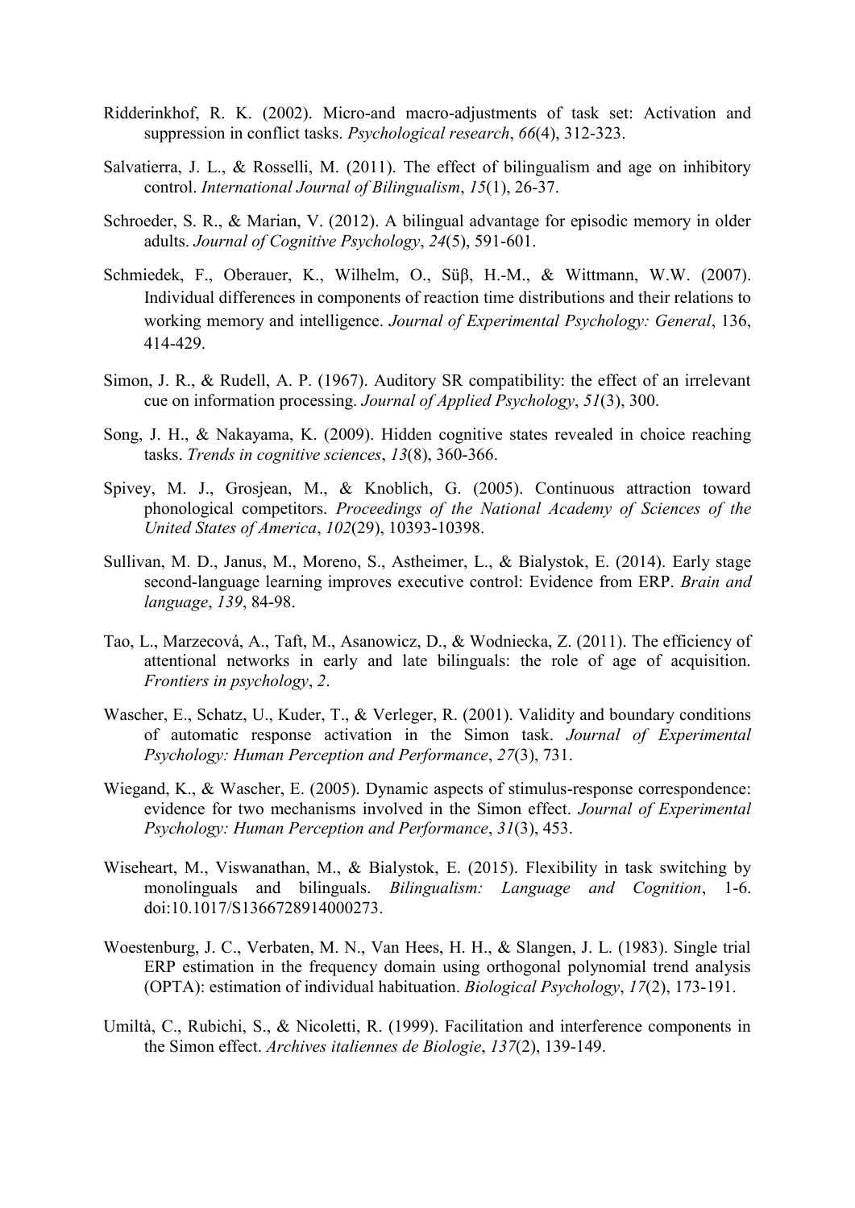Ridderinkhof, R. K. (2002). Micro-and macro-adjustments of task set: Activation and suppression in conflict tasks. *Psychological research*, *66*(4), 312-323.

Salvatierra, J. L., & Rosselli, M. (2011). The effect of bilingualism and age on inhibitory control. *International Journal of Bilingualism*, *15*(1), 26-37.

Schroeder, S. R., & Marian, V. (2012). A bilingual advantage for episodic memory in older adults. *Journal of Cognitive Psychology*, *24*(5), 591-601.

Schmiedek, F., Oberauer, K., Wilhelm, O., Süβ, H.-M., & Wittmann, W.W. (2007). Individual differences in components of reaction time distributions and their relations to working memory and intelligence. *Journal of Experimental Psychology: General*, 136, 414-429.

Simon, J. R., & Rudell, A. P. (1967). Auditory SR compatibility: the effect of an irrelevant cue on information processing. *Journal of Applied Psychology*, *51*(3), 300.

Song, J. H., & Nakayama, K. (2009). Hidden cognitive states revealed in choice reaching tasks. *Trends in cognitive sciences*, *13*(8), 360-366.

Spivey, M. J., Grosjean, M., & Knoblich, G. (2005). Continuous attraction toward phonological competitors. *Proceedings of the National Academy of Sciences of the United States of America*, *102*(29), 10393-10398.

Sullivan, M. D., Janus, M., Moreno, S., Astheimer, L., & Bialystok, E. (2014). Early stage second-language learning improves executive control: Evidence from ERP. *Brain and language*, *139*, 84-98.

Tao, L., Marzecová, A., Taft, M., Asanowicz, D., & Wodniecka, Z. (2011). The efficiency of attentional networks in early and late bilinguals: the role of age of acquisition. *Frontiers in psychology*, *2*.

Wascher, E., Schatz, U., Kuder, T., & Verleger, R. (2001). Validity and boundary conditions of automatic response activation in the Simon task. *Journal of Experimental Psychology: Human Perception and Performance*, *27*(3), 731.

Wiegand, K., & Wascher, E. (2005). Dynamic aspects of stimulus-response correspondence: evidence for two mechanisms involved in the Simon effect. *Journal of Experimental Psychology: Human Perception and Performance*, *31*(3), 453.

Wiseheart, M., Viswanathan, M., & Bialystok, E. (2015). Flexibility in task switching by monolinguals and bilinguals. *Bilingualism: Language and Cognition*, 1-6. doi:10.1017/S1366728914000273.

Woestenburg, J. C., Verbaten, M. N., Van Hees, H. H., & Slangen, J. L. (1983). Single trial ERP estimation in the frequency domain using orthogonal polynomial trend analysis (OPTA): estimation of individual habituation. *Biological Psychology*, *17*(2), 173-191.

Umiltà, C., Rubichi, S., & Nicoletti, R. (1999). Facilitation and interference components in the Simon effect. *Archives italiennes de Biologie*, *137*(2), 139-149.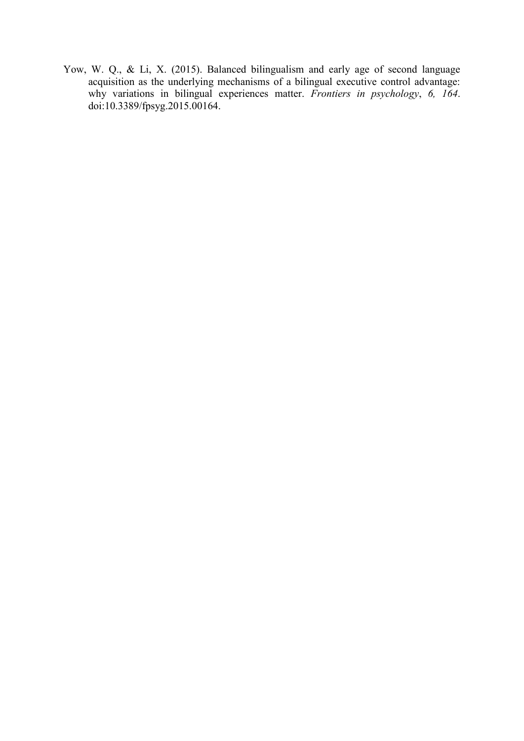Yow, W. Q., & Li, X. (2015). Balanced bilingualism and early age of second language acquisition as the underlying mechanisms of a bilingual executive control advantage: why variations in bilingual experiences matter. *Frontiers in psychology*, *6, 164*. doi:10.3389/fpsyg.2015.00164.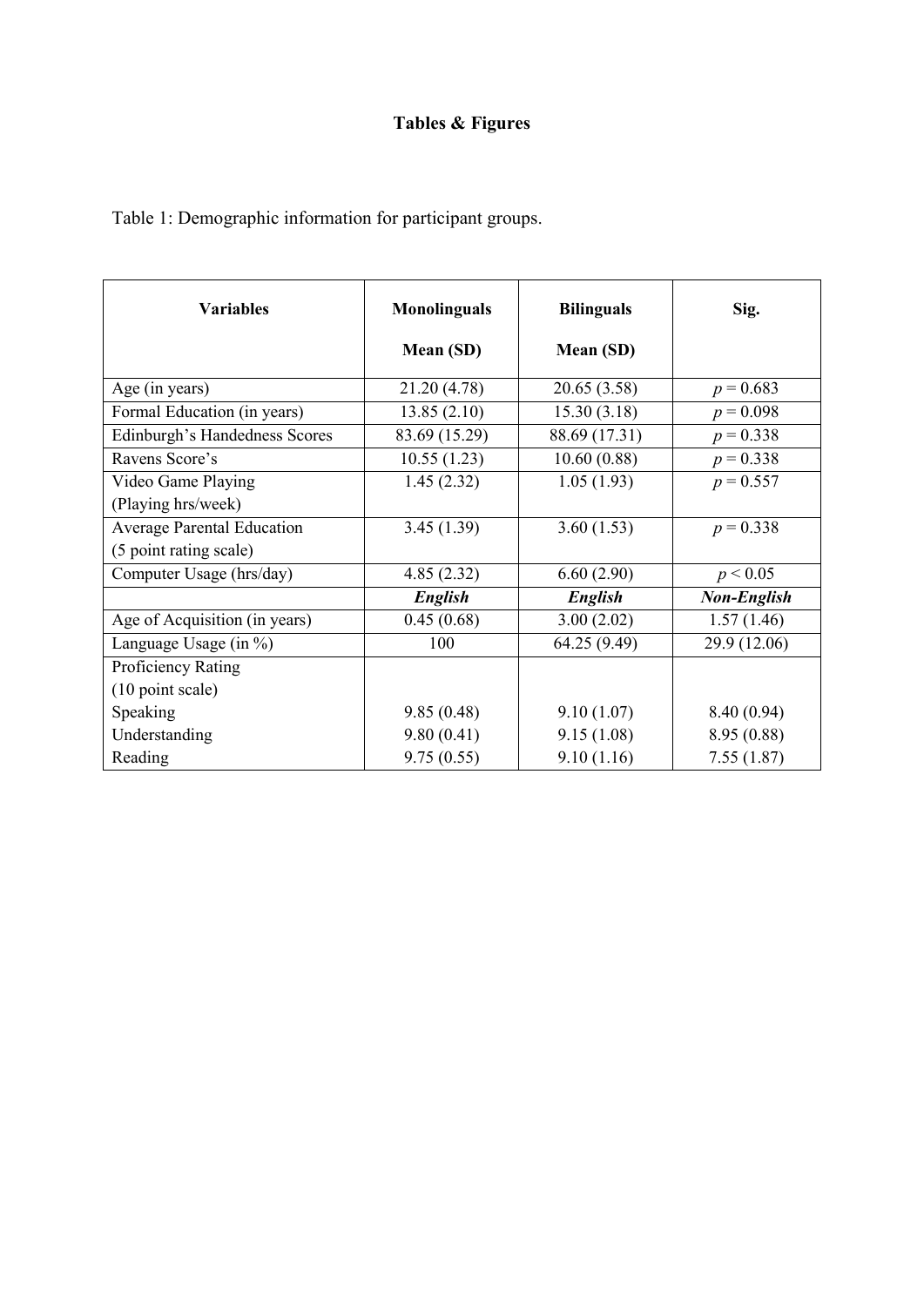## Tables & Figures

Table 1: Demographic information for participant groups.

| Variables | Monolinguals<br>Mean (SD) | Bilinguals<br>Mean (SD) | Sig. |
|---|---|---|---|
| Age (in years) | 21.20 (4.78) | 20.65 (3.58) | $p = 0.683$ |
| Formal Education (in years) | 13.85 (2.10) | 15.30 (3.18) | $p = 0.098$ |
| Edinburgh's Handedness Scores | 83.69 (15.29) | 88.69 (17.31) | $p = 0.338$ |
| Ravens Score's | 10.55 (1.23) | 10.60 (0.88) | $p = 0.338$ |
| Video Game Playing (Playing hrs/week) | 1.45 (2.32) | 1.05 (1.93) | $p = 0.557$ |
| Average Parental Education (5 point rating scale) | 3.45 (1.39) | 3.60 (1.53) | $p = 0.338$ |
| Computer Usage (hrs/day) | 4.85 (2.32) | 6.60 (2.90) | $p < 0.05$ |
| | ***English*** | ***English*** | ***Non-English*** |
| Age of Acquisition (in years) | 0.45 (0.68) | 3.00 (2.02) | 1.57 (1.46) |
| Language Usage (in %) | 100 | 64.25 (9.49) | 29.9 (12.06) |
| Proficiency Rating (10 point scale) | | | |
| Speaking | 9.85 (0.48) | 9.10 (1.07) | 8.40 (0.94) |
| Understanding | 9.80 (0.41) | 9.15 (1.08) | 8.95 (0.88) |
| Reading | 9.75 (0.55) | 9.10 (1.16) | 7.55 (1.87) |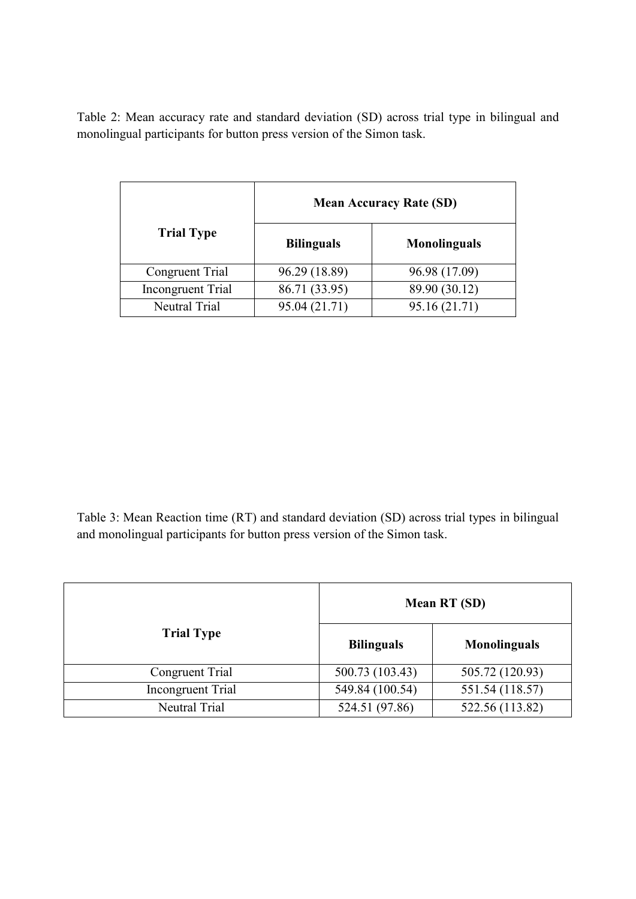Table 2: Mean accuracy rate and standard deviation (SD) across trial type in bilingual and monolingual participants for button press version of the Simon task.

| Trial Type | Mean Accuracy Rate (SD) | |
|---|---|---|
| | **Bilinguals** | **Monolinguals** |
| Congruent Trial | 96.29 (18.89) | 96.98 (17.09) |
| Incongruent Trial | 86.71 (33.95) | 89.90 (30.12) |
| Neutral Trial | 95.04 (21.71) | 95.16 (21.71) |

Table 3: Mean Reaction time (RT) and standard deviation (SD) across trial types in bilingual and monolingual participants for button press version of the Simon task.

| Trial Type | Mean RT (SD) | |
|---|---|---|
| | **Bilinguals** | **Monolinguals** |
| Congruent Trial | 500.73 (103.43) | 505.72 (120.93) |
| Incongruent Trial | 549.84 (100.54) | 551.54 (118.57) |
| Neutral Trial | 524.51 (97.86) | 522.56 (113.82) |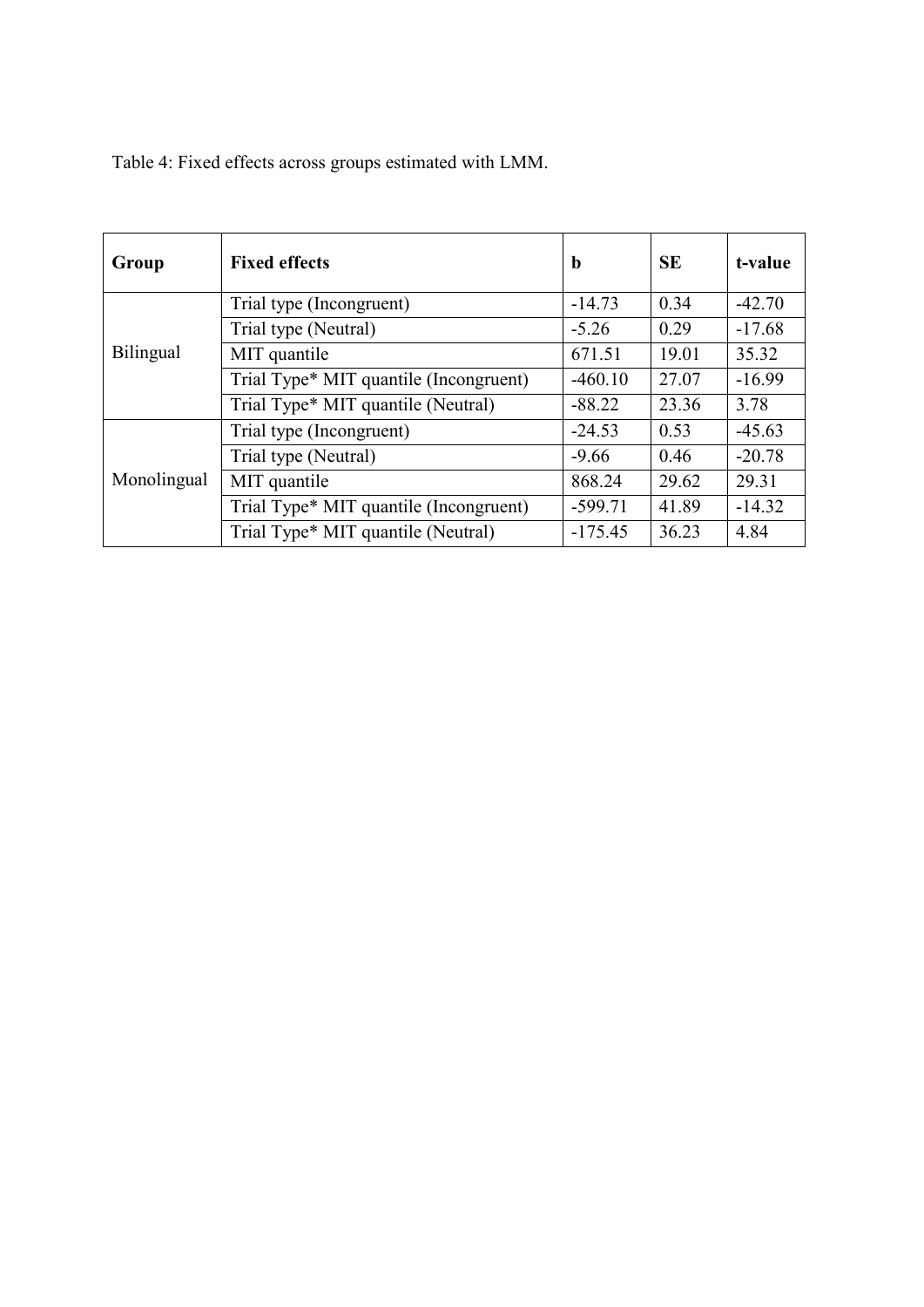Table 4: Fixed effects across groups estimated with LMM.

| Group | Fixed effects | b | SE | t-value |
|---|---|---|---|---|
| Bilingual | Trial type (Incongruent) | -14.73 | 0.34 | -42.70 |
| | Trial type (Neutral) | -5.26 | 0.29 | -17.68 |
| | MIT quantile | 671.51 | 19.01 | 35.32 |
| | Trial Type* MIT quantile (Incongruent) | -460.10 | 27.07 | -16.99 |
| | Trial Type* MIT quantile (Neutral) | -88.22 | 23.36 | 3.78 |
| Monolingual | Trial type (Incongruent) | -24.53 | 0.53 | -45.63 |
| | Trial type (Neutral) | -9.66 | 0.46 | -20.78 |
| | MIT quantile | 868.24 | 29.62 | 29.31 |
| | Trial Type* MIT quantile (Incongruent) | -599.71 | 41.89 | -14.32 |
| | Trial Type* MIT quantile (Neutral) | -175.45 | 36.23 | 4.84 |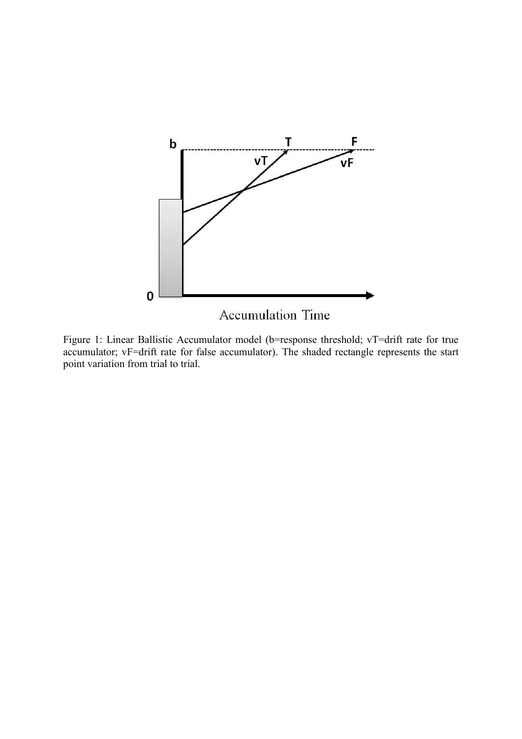Figure 1: Linear Ballistic Accumulator model (b=response threshold; vT=drift rate for true accumulator; vF=drift rate for false accumulator). The shaded rectangle represents the start point variation from trial to trial.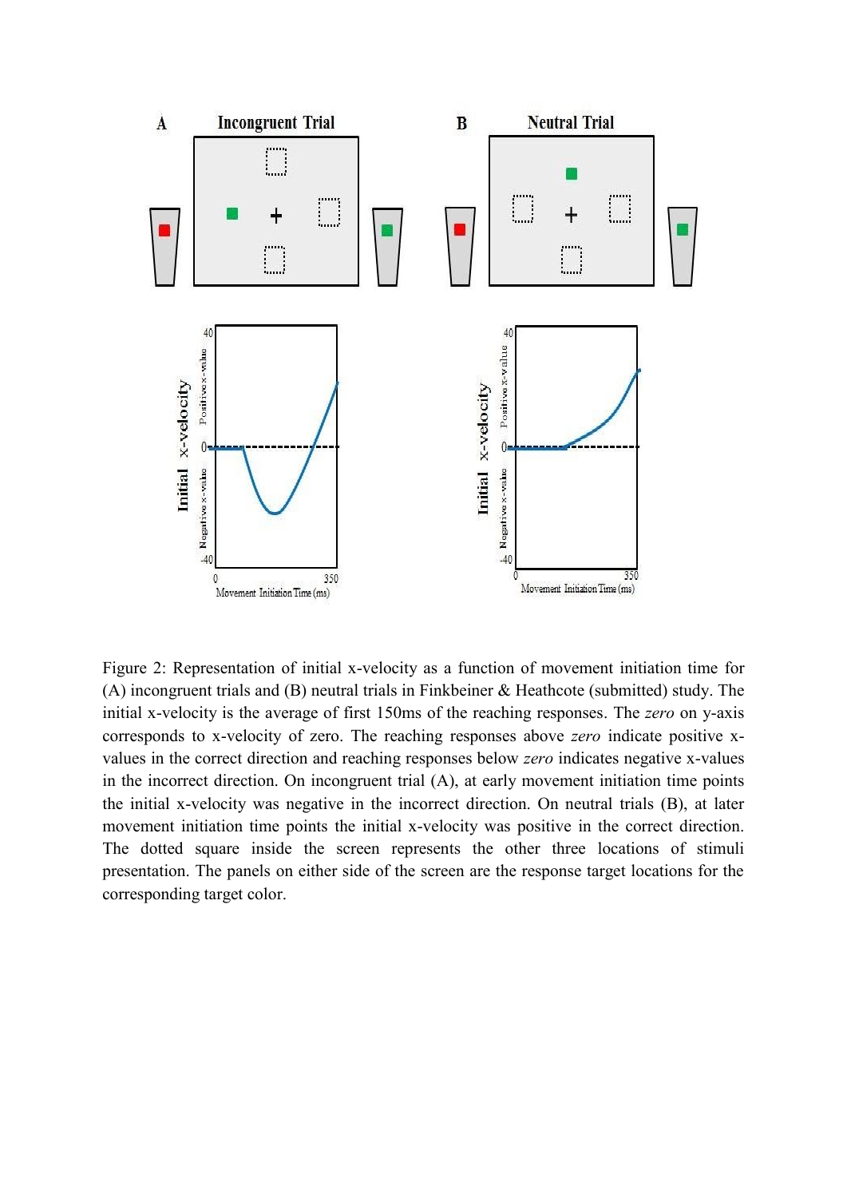Figure 2: Representation of initial x-velocity as a function of movement initiation time for (A) incongruent trials and (B) neutral trials in Finkbeiner & Heathcote (submitted) study. The initial x-velocity is the average of first 150ms of the reaching responses. The *zero* on y-axis corresponds to x-velocity of zero. The reaching responses above *zero* indicate positive x-values in the correct direction and reaching responses below *zero* indicates negative x-values in the incorrect direction. On incongruent trial (A), at early movement initiation time points the initial x-velocity was negative in the incorrect direction. On neutral trials (B), at later movement initiation time points the initial x-velocity was positive in the correct direction. The dotted square inside the screen represents the other three locations of stimuli presentation. The panels on either side of the screen are the response target locations for the corresponding target color.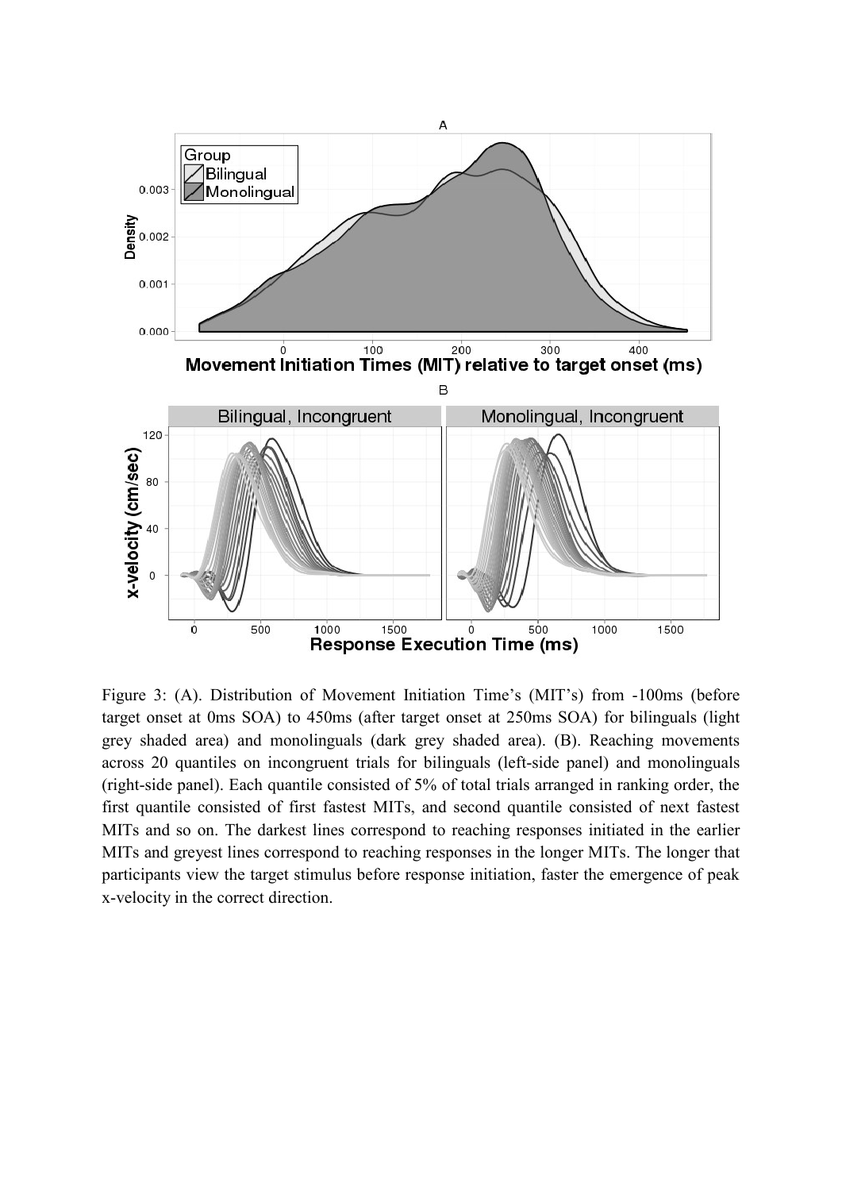Figure 3: (A). Distribution of Movement Initiation Time's (MIT's) from -100ms (before target onset at 0ms SOA) to 450ms (after target onset at 250ms SOA) for bilinguals (light grey shaded area) and monolinguals (dark grey shaded area). (B). Reaching movements across 20 quantiles on incongruent trials for bilinguals (left-side panel) and monolinguals (right-side panel). Each quantile consisted of 5% of total trials arranged in ranking order, the first quantile consisted of first fastest MITs, and second quantile consisted of next fastest MITs and so on. The darkest lines correspond to reaching responses initiated in the earlier MITs and greyest lines correspond to reaching responses in the longer MITs. The longer that participants view the target stimulus before response initiation, faster the emergence of peak x-velocity in the correct direction.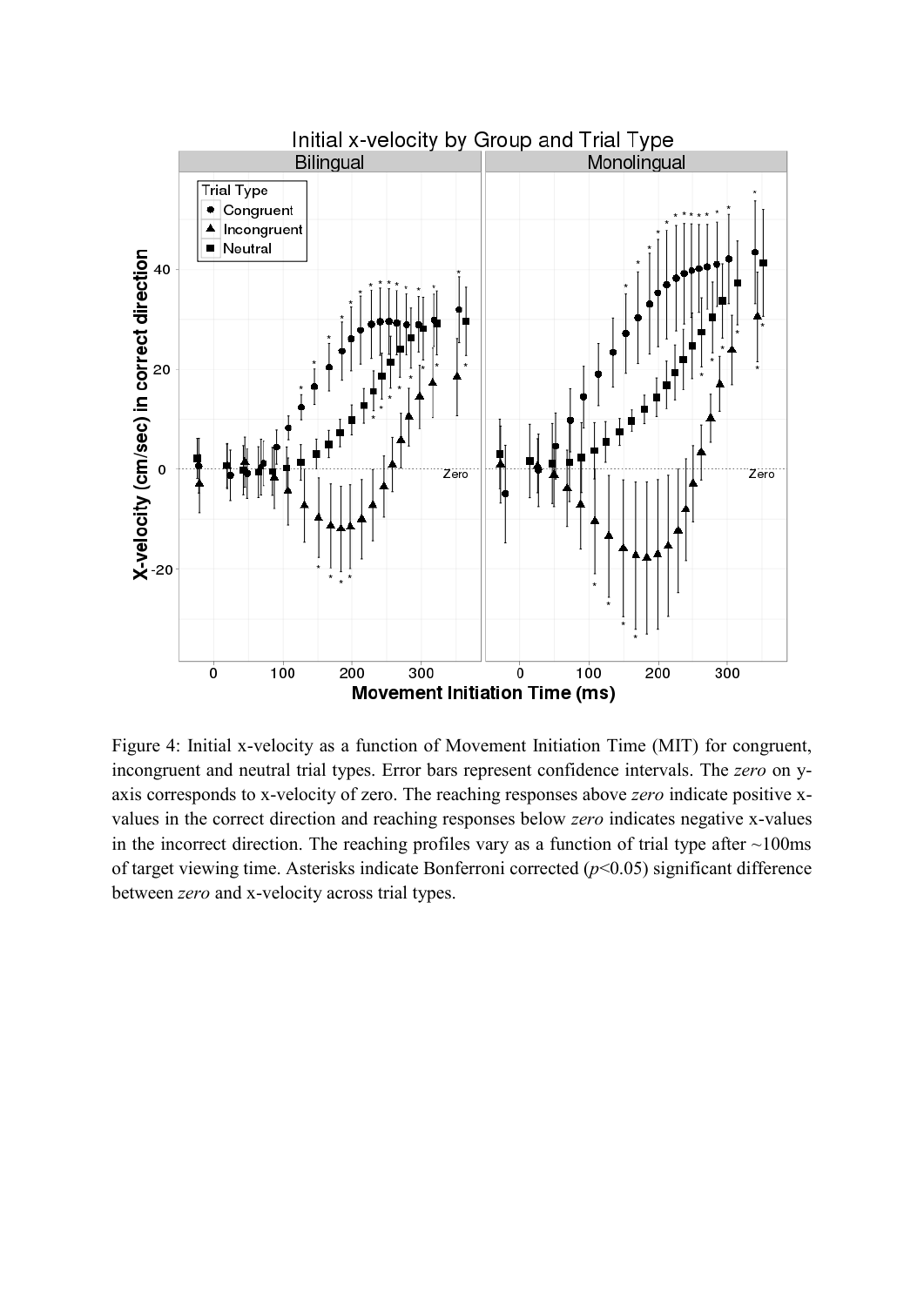Initial x-velocity by Group and Trial Type

Bilingual

Monolingual

Trial Type

Congruent

Incongruent

Neutral

X-velocity (cm/sec) in correct direction

40

20

0

-20

Zero

Zero

0

100

200

300

0

100

200

300

Movement Initiation Time (ms)

Figure 4: Initial x-velocity as a function of Movement Initiation Time (MIT) for congruent, incongruent and neutral trial types. Error bars represent confidence intervals. The *zero* on y-axis corresponds to x-velocity of zero. The reaching responses above *zero* indicate positive x-values in the correct direction and reaching responses below *zero* indicates negative x-values in the incorrect direction. The reaching profiles vary as a function of trial type after ~100ms of target viewing time. Asterisks indicate Bonferroni corrected ($p$<0.05) significant difference between *zero* and x-velocity across trial types.